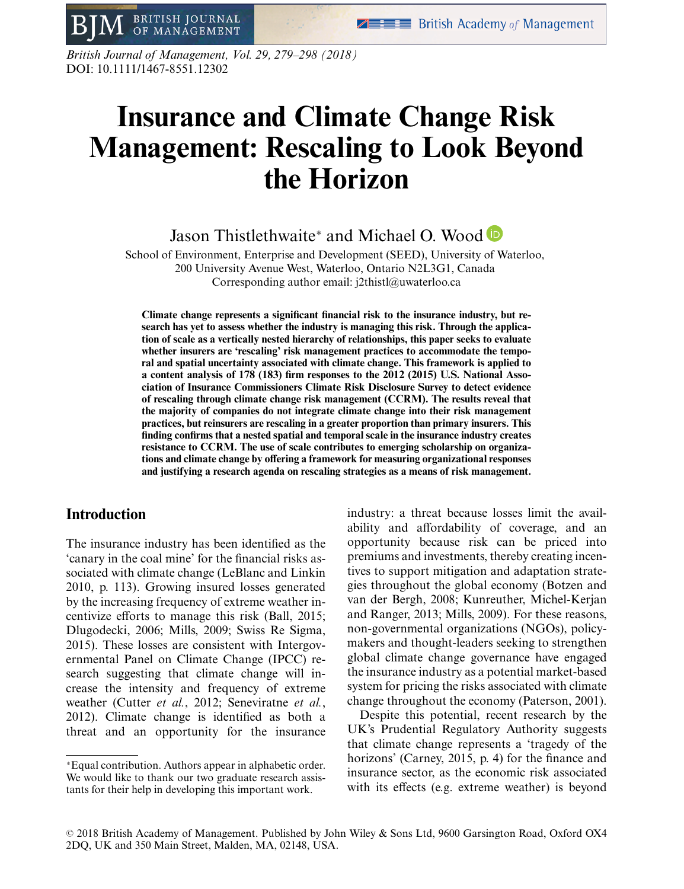# Insurance and Climate Change Risk Management: Rescaling to Look Beyond the Horizon

Jason Thistlethwaite* and Michael O. Wood

School of Environment, Enterprise and Development (SEED), University of Waterloo, 200 University Avenue West, Waterloo, Ontario N2L3G1, Canada
Corresponding author email: j2thistl@uwaterloo.ca

**Climate change represents a significant financial risk to the insurance industry, but research has yet to assess whether the industry is managing this risk. Through the application of scale as a vertically nested hierarchy of relationships, this paper seeks to evaluate whether insurers are 'rescaling' risk management practices to accommodate the temporal and spatial uncertainty associated with climate change. This framework is applied to a content analysis of 178 (183) firm responses to the 2012 (2015) U.S. National Association of Insurance Commissioners Climate Risk Disclosure Survey to detect evidence of rescaling through climate change risk management (CCRM). The results reveal that the majority of companies do not integrate climate change into their risk management practices, but reinsurers are rescaling in a greater proportion than primary insurers. This finding confirms that a nested spatial and temporal scale in the insurance industry creates resistance to CCRM. The use of scale contributes to emerging scholarship on organizations and climate change by offering a framework for measuring organizational responses and justifying a research agenda on rescaling strategies as a means of risk management.**

## Introduction

The insurance industry has been identified as the 'canary in the coal mine' for the financial risks associated with climate change (LeBlanc and Linkin 2010, p. 113). Growing insured losses generated by the increasing frequency of extreme weather incentivize efforts to manage this risk (Ball, 2015; Dlugodecki, 2006; Mills, 2009; Swiss Re Sigma, 2015). These losses are consistent with Intergovernmental Panel on Climate Change (IPCC) research suggesting that climate change will increase the intensity and frequency of extreme weather (Cutter *et al.*, 2012; Seneviratne *et al.*, 2012). Climate change is identified as both a threat and an opportunity for the insurance industry: a threat because losses limit the availability and affordability of coverage, and an opportunity because risk can be priced into premiums and investments, thereby creating incentives to support mitigation and adaptation strategies throughout the global economy (Botzen and van der Bergh, 2008; Kunreuther, Michel-Kerjan and Ranger, 2013; Mills, 2009). For these reasons, non-governmental organizations (NGOs), policymakers and thought-leaders seeking to strengthen global climate change governance have engaged the insurance industry as a potential market-based system for pricing the risks associated with climate change throughout the economy (Paterson, 2001).

Despite this potential, recent research by the UK's Prudential Regulatory Authority suggests that climate change represents a 'tragedy of the horizons' (Carney, 2015, p. 4) for the finance and insurance sector, as the economic risk associated with its effects (e.g. extreme weather) is beyond

*Equal contribution. Authors appear in alphabetic order. We would like to thank our two graduate research assistants for their help in developing this important work.

© 2018 British Academy of Management. Published by John Wiley & Sons Ltd, 9600 Garsington Road, Oxford OX4 2DQ, UK and 350 Main Street, Malden, MA, 02148, USA.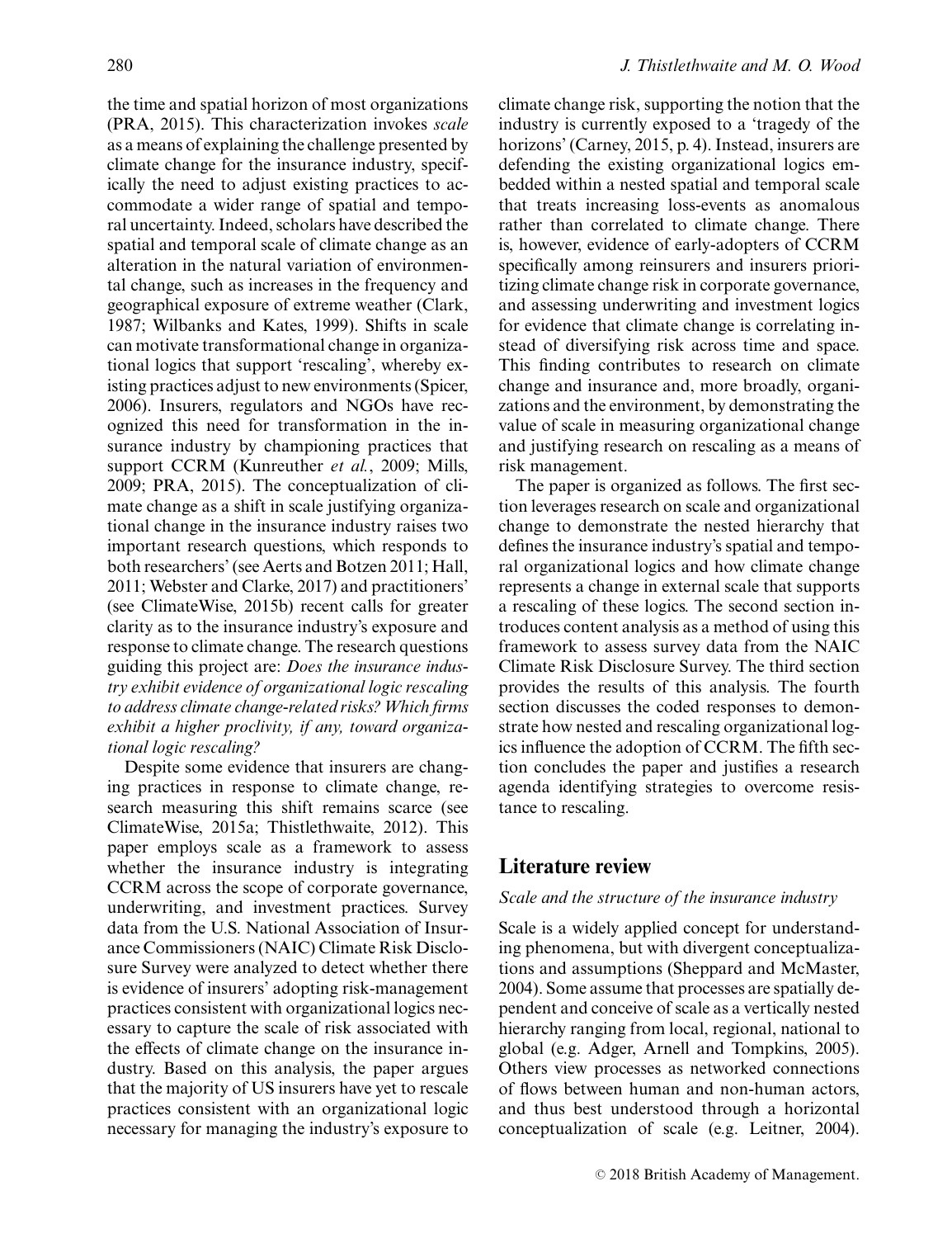the time and spatial horizon of most organizations (PRA, 2015). This characterization invokes *scale* as a means of explaining the challenge presented by climate change for the insurance industry, specifically the need to adjust existing practices to accommodate a wider range of spatial and temporal uncertainty. Indeed, scholars have described the spatial and temporal scale of climate change as an alteration in the natural variation of environmental change, such as increases in the frequency and geographical exposure of extreme weather (Clark, 1987; Wilbanks and Kates, 1999). Shifts in scale can motivate transformational change in organizational logics that support 'rescaling', whereby existing practices adjust to new environments (Spicer, 2006). Insurers, regulators and NGOs have recognized this need for transformation in the insurance industry by championing practices that support CCRM (Kunreuther *et al.*, 2009; Mills, 2009; PRA, 2015). The conceptualization of climate change as a shift in scale justifying organizational change in the insurance industry raises two important research questions, which responds to both researchers' (see Aerts and Botzen 2011; Hall, 2011; Webster and Clarke, 2017) and practitioners' (see ClimateWise, 2015b) recent calls for greater clarity as to the insurance industry's exposure and response to climate change. The research questions guiding this project are: *Does the insurance industry exhibit evidence of organizational logic rescaling to address climate change-related risks? Which firms exhibit a higher proclivity, if any, toward organizational logic rescaling?*

Despite some evidence that insurers are changing practices in response to climate change, research measuring this shift remains scarce (see ClimateWise, 2015a; Thistlethwaite, 2012). This paper employs scale as a framework to assess whether the insurance industry is integrating CCRM across the scope of corporate governance, underwriting, and investment practices. Survey data from the U.S. National Association of Insurance Commissioners (NAIC) Climate Risk Disclosure Survey were analyzed to detect whether there is evidence of insurers' adopting risk-management practices consistent with organizational logics necessary to capture the scale of risk associated with the effects of climate change on the insurance industry. Based on this analysis, the paper argues that the majority of US insurers have yet to rescale practices consistent with an organizational logic necessary for managing the industry's exposure to climate change risk, supporting the notion that the industry is currently exposed to a 'tragedy of the horizons' (Carney, 2015, p. 4). Instead, insurers are defending the existing organizational logics embedded within a nested spatial and temporal scale that treats increasing loss-events as anomalous rather than correlated to climate change. There is, however, evidence of early-adopters of CCRM specifically among reinsurers and insurers prioritizing climate change risk in corporate governance, and assessing underwriting and investment logics for evidence that climate change is correlating instead of diversifying risk across time and space. This finding contributes to research on climate change and insurance and, more broadly, organizations and the environment, by demonstrating the value of scale in measuring organizational change and justifying research on rescaling as a means of risk management.

The paper is organized as follows. The first section leverages research on scale and organizational change to demonstrate the nested hierarchy that defines the insurance industry's spatial and temporal organizational logics and how climate change represents a change in external scale that supports a rescaling of these logics. The second section introduces content analysis as a method of using this framework to assess survey data from the NAIC Climate Risk Disclosure Survey. The third section provides the results of this analysis. The fourth section discusses the coded responses to demonstrate how nested and rescaling organizational logics influence the adoption of CCRM. The fifth section concludes the paper and justifies a research agenda identifying strategies to overcome resistance to rescaling.

## Literature review

### *Scale and the structure of the insurance industry*

Scale is a widely applied concept for understanding phenomena, but with divergent conceptualizations and assumptions (Sheppard and McMaster, 2004). Some assume that processes are spatially dependent and conceive of scale as a vertically nested hierarchy ranging from local, regional, national to global (e.g. Adger, Arnell and Tompkins, 2005). Others view processes as networked connections of flows between human and non-human actors, and thus best understood through a horizontal conceptualization of scale (e.g. Leitner, 2004).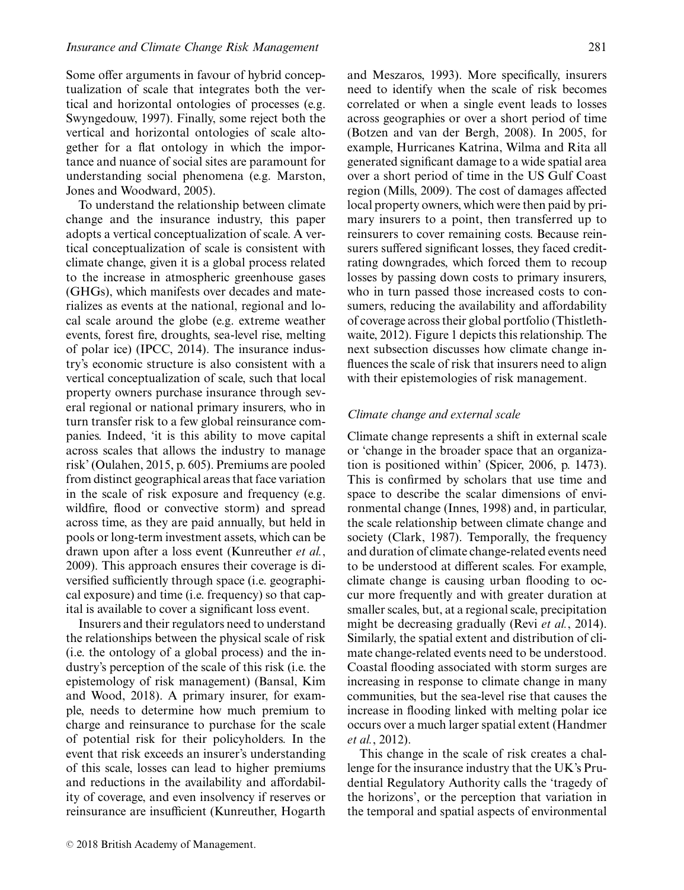Some offer arguments in favour of hybrid conceptualization of scale that integrates both the vertical and horizontal ontologies of processes (e.g. Swyngedouw, 1997). Finally, some reject both the vertical and horizontal ontologies of scale altogether for a flat ontology in which the importance and nuance of social sites are paramount for understanding social phenomena (e.g. Marston, Jones and Woodward, 2005).

To understand the relationship between climate change and the insurance industry, this paper adopts a vertical conceptualization of scale. A vertical conceptualization of scale is consistent with climate change, given it is a global process related to the increase in atmospheric greenhouse gases (GHGs), which manifests over decades and materializes as events at the national, regional and local scale around the globe (e.g. extreme weather events, forest fire, droughts, sea-level rise, melting of polar ice) (IPCC, 2014). The insurance industry's economic structure is also consistent with a vertical conceptualization of scale, such that local property owners purchase insurance through several regional or national primary insurers, who in turn transfer risk to a few global reinsurance companies. Indeed, 'it is this ability to move capital across scales that allows the industry to manage risk' (Oulahen, 2015, p. 605). Premiums are pooled from distinct geographical areas that face variation in the scale of risk exposure and frequency (e.g. wildfire, flood or convective storm) and spread across time, as they are paid annually, but held in pools or long-term investment assets, which can be drawn upon after a loss event (Kunreuther *et al.*, 2009). This approach ensures their coverage is diversified sufficiently through space (i.e. geographical exposure) and time (i.e. frequency) so that capital is available to cover a significant loss event.

Insurers and their regulators need to understand the relationships between the physical scale of risk (i.e. the ontology of a global process) and the industry's perception of the scale of this risk (i.e. the epistemology of risk management) (Bansal, Kim and Wood, 2018). A primary insurer, for example, needs to determine how much premium to charge and reinsurance to purchase for the scale of potential risk for their policyholders. In the event that risk exceeds an insurer's understanding of this scale, losses can lead to higher premiums and reductions in the availability and affordability of coverage, and even insolvency if reserves or reinsurance are insufficient (Kunreuther, Hogarth and Meszaros, 1993). More specifically, insurers need to identify when the scale of risk becomes correlated or when a single event leads to losses across geographies or over a short period of time (Botzen and van der Bergh, 2008). In 2005, for example, Hurricanes Katrina, Wilma and Rita all generated significant damage to a wide spatial area over a short period of time in the US Gulf Coast region (Mills, 2009). The cost of damages affected local property owners, which were then paid by primary insurers to a point, then transferred up to reinsurers to cover remaining costs. Because reinsurers suffered significant losses, they faced credit-rating downgrades, which forced them to recoup losses by passing down costs to primary insurers, who in turn passed those increased costs to consumers, reducing the availability and affordability of coverage across their global portfolio (Thistlethwaite, 2012). Figure 1 depicts this relationship. The next subsection discusses how climate change influences the scale of risk that insurers need to align with their epistemologies of risk management.

### *Climate change and external scale*

Climate change represents a shift in external scale or 'change in the broader space that an organization is positioned within' (Spicer, 2006, p. 1473). This is confirmed by scholars that use time and space to describe the scalar dimensions of environmental change (Innes, 1998) and, in particular, the scale relationship between climate change and society (Clark, 1987). Temporally, the frequency and duration of climate change-related events need to be understood at different scales. For example, climate change is causing urban flooding to occur more frequently and with greater duration at smaller scales, but, at a regional scale, precipitation might be decreasing gradually (Revi *et al.*, 2014). Similarly, the spatial extent and distribution of climate change-related events need to be understood. Coastal flooding associated with storm surges are increasing in response to climate change in many communities, but the sea-level rise that causes the increase in flooding linked with melting polar ice occurs over a much larger spatial extent (Handmer *et al.*, 2012).

This change in the scale of risk creates a challenge for the insurance industry that the UK's Prudential Regulatory Authority calls the 'tragedy of the horizons', or the perception that variation in the temporal and spatial aspects of environmental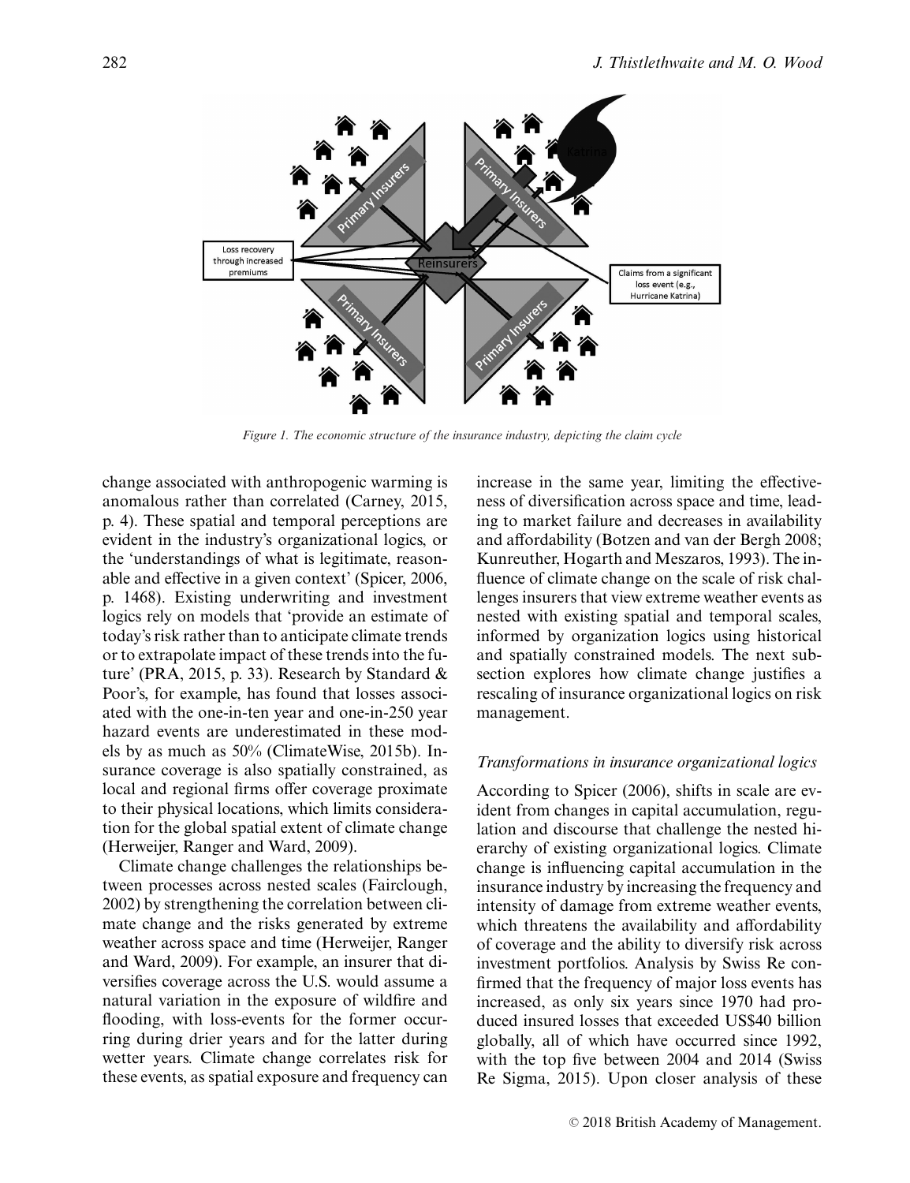Figure 1. The economic structure of the insurance industry, depicting the claim cycle

change associated with anthropogenic warming is anomalous rather than correlated (Carney, 2015, p. 4). These spatial and temporal perceptions are evident in the industry's organizational logics, or the 'understandings of what is legitimate, reasonable and effective in a given context' (Spicer, 2006, p. 1468). Existing underwriting and investment logics rely on models that 'provide an estimate of today's risk rather than to anticipate climate trends or to extrapolate impact of these trends into the future' (PRA, 2015, p. 33). Research by Standard & Poor's, for example, has found that losses associated with the one-in-ten year and one-in-250 year hazard events are underestimated in these models by as much as 50% (ClimateWise, 2015b). Insurance coverage is also spatially constrained, as local and regional firms offer coverage proximate to their physical locations, which limits consideration for the global spatial extent of climate change (Herweijer, Ranger and Ward, 2009).

Climate change challenges the relationships between processes across nested scales (Fairclough, 2002) by strengthening the correlation between climate change and the risks generated by extreme weather across space and time (Herweijer, Ranger and Ward, 2009). For example, an insurer that diversifies coverage across the U.S. would assume a natural variation in the exposure of wildfire and flooding, with loss-events for the former occurring during drier years and for the latter during wetter years. Climate change correlates risk for these events, as spatial exposure and frequency can increase in the same year, limiting the effectiveness of diversification across space and time, leading to market failure and decreases in availability and affordability (Botzen and van der Bergh 2008; Kunreuther, Hogarth and Meszaros, 1993). The influence of climate change on the scale of risk challenges insurers that view extreme weather events as nested with existing spatial and temporal scales, informed by organization logics using historical and spatially constrained models. The next subsection explores how climate change justifies a rescaling of insurance organizational logics on risk management.

### *Transformations in insurance organizational logics*

According to Spicer (2006), shifts in scale are evident from changes in capital accumulation, regulation and discourse that challenge the nested hierarchy of existing organizational logics. Climate change is influencing capital accumulation in the insurance industry by increasing the frequency and intensity of damage from extreme weather events, which threatens the availability and affordability of coverage and the ability to diversify risk across investment portfolios. Analysis by Swiss Re confirmed that the frequency of major loss events has increased, as only six years since 1970 had produced insured losses that exceeded US$40 billion globally, all of which have occurred since 1992, with the top five between 2004 and 2014 (Swiss Re Sigma, 2015). Upon closer analysis of these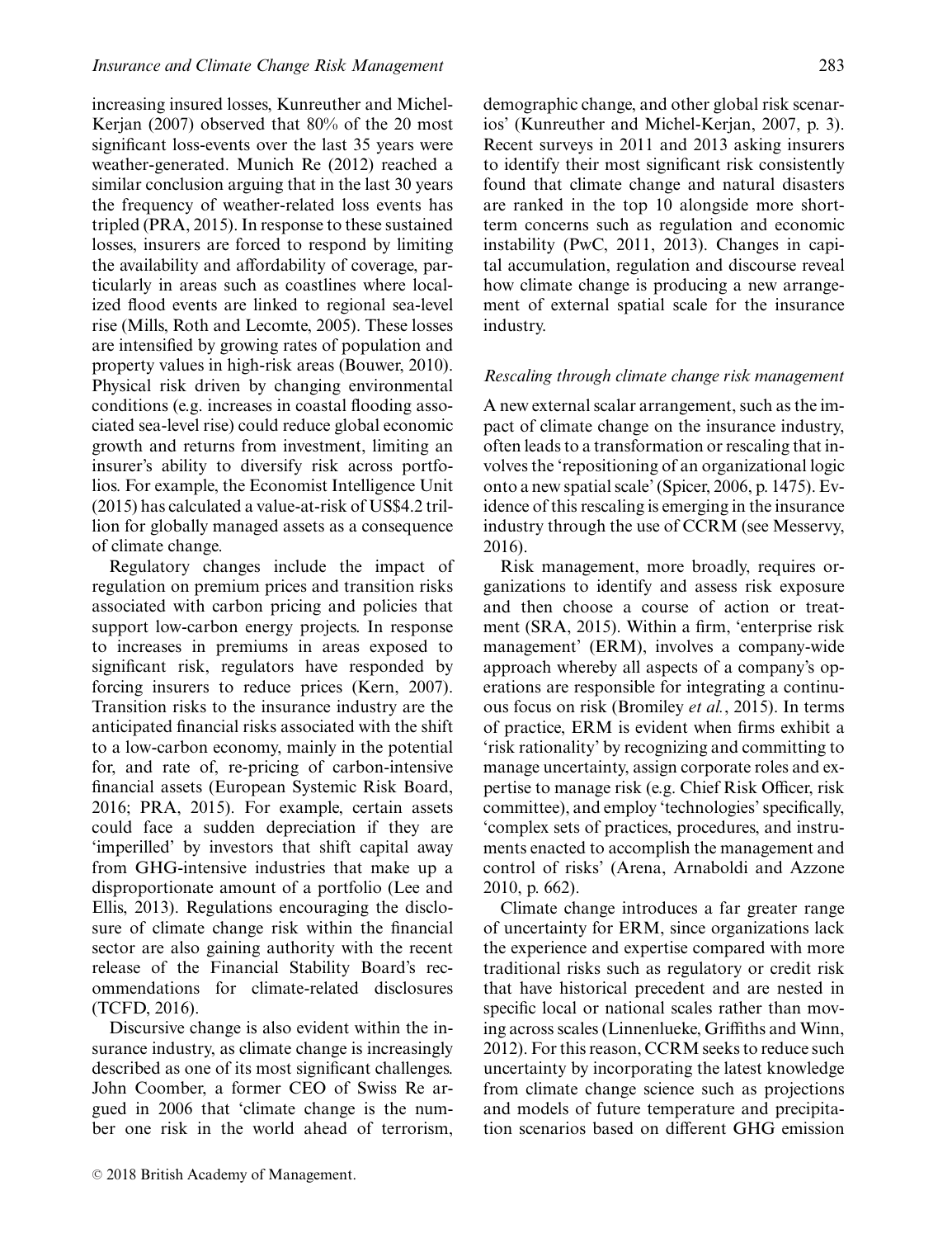increasing insured losses, Kunreuther and Michel-Kerjan (2007) observed that 80% of the 20 most significant loss-events over the last 35 years were weather-generated. Munich Re (2012) reached a similar conclusion arguing that in the last 30 years the frequency of weather-related loss events has tripled (PRA, 2015). In response to these sustained losses, insurers are forced to respond by limiting the availability and affordability of coverage, particularly in areas such as coastlines where localized flood events are linked to regional sea-level rise (Mills, Roth and Lecomte, 2005). These losses are intensified by growing rates of population and property values in high-risk areas (Bouwer, 2010). Physical risk driven by changing environmental conditions (e.g. increases in coastal flooding associated sea-level rise) could reduce global economic growth and returns from investment, limiting an insurer's ability to diversify risk across portfolios. For example, the Economist Intelligence Unit (2015) has calculated a value-at-risk of US$4.2 trillion for globally managed assets as a consequence of climate change.

Regulatory changes include the impact of regulation on premium prices and transition risks associated with carbon pricing and policies that support low-carbon energy projects. In response to increases in premiums in areas exposed to significant risk, regulators have responded by forcing insurers to reduce prices (Kern, 2007). Transition risks to the insurance industry are the anticipated financial risks associated with the shift to a low-carbon economy, mainly in the potential for, and rate of, re-pricing of carbon-intensive financial assets (European Systemic Risk Board, 2016; PRA, 2015). For example, certain assets could face a sudden depreciation if they are 'imperilled' by investors that shift capital away from GHG-intensive industries that make up a disproportionate amount of a portfolio (Lee and Ellis, 2013). Regulations encouraging the disclosure of climate change risk within the financial sector are also gaining authority with the recent release of the Financial Stability Board's recommendations for climate-related disclosures (TCFD, 2016).

Discursive change is also evident within the insurance industry, as climate change is increasingly described as one of its most significant challenges. John Coomber, a former CEO of Swiss Re argued in 2006 that 'climate change is the number one risk in the world ahead of terrorism, demographic change, and other global risk scenarios' (Kunreuther and Michel-Kerjan, 2007, p. 3). Recent surveys in 2011 and 2013 asking insurers to identify their most significant risk consistently found that climate change and natural disasters are ranked in the top 10 alongside more short-term concerns such as regulation and economic instability (PwC, 2011, 2013). Changes in capital accumulation, regulation and discourse reveal how climate change is producing a new arrangement of external spatial scale for the insurance industry.

### *Rescaling through climate change risk management*

A new external scalar arrangement, such as the impact of climate change on the insurance industry, often leads to a transformation or rescaling that involves the 'repositioning of an organizational logic onto a new spatial scale' (Spicer, 2006, p. 1475). Evidence of this rescaling is emerging in the insurance industry through the use of CCRM (see Messervy, 2016).

Risk management, more broadly, requires organizations to identify and assess risk exposure and then choose a course of action or treatment (SRA, 2015). Within a firm, 'enterprise risk management' (ERM), involves a company-wide approach whereby all aspects of a company's operations are responsible for integrating a continuous focus on risk (Bromiley *et al.*, 2015). In terms of practice, ERM is evident when firms exhibit a 'risk rationality' by recognizing and committing to manage uncertainty, assign corporate roles and expertise to manage risk (e.g. Chief Risk Officer, risk committee), and employ 'technologies' specifically, 'complex sets of practices, procedures, and instruments enacted to accomplish the management and control of risks' (Arena, Arnaboldi and Azzone 2010, p. 662).

Climate change introduces a far greater range of uncertainty for ERM, since organizations lack the experience and expertise compared with more traditional risks such as regulatory or credit risk that have historical precedent and are nested in specific local or national scales rather than moving across scales (Linnenlueke, Griffiths and Winn, 2012). For this reason, CCRM seeks to reduce such uncertainty by incorporating the latest knowledge from climate change science such as projections and models of future temperature and precipitation scenarios based on different GHG emission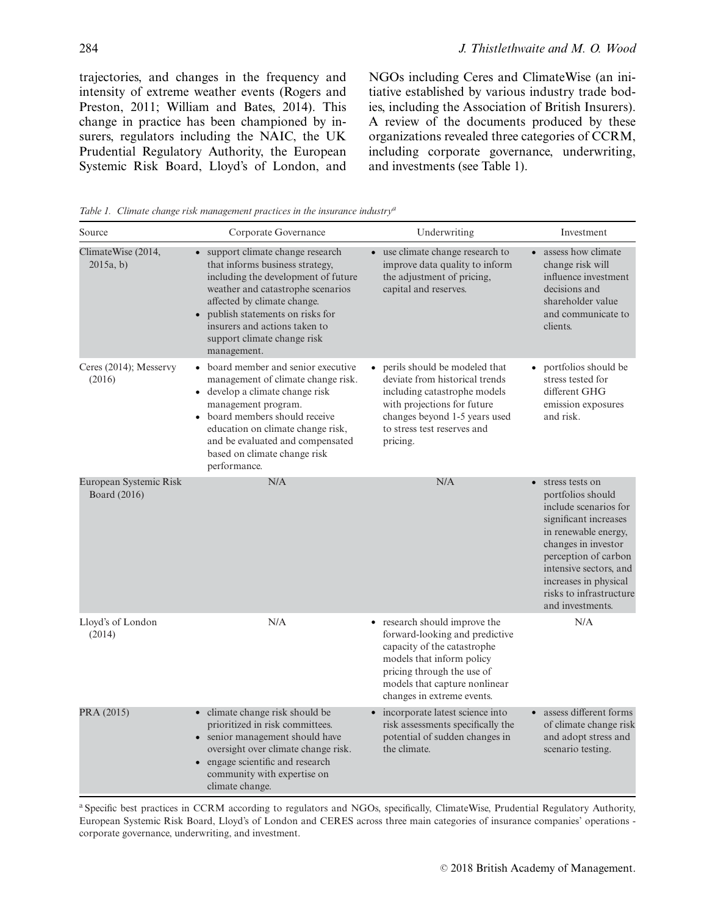trajectories, and changes in the frequency and intensity of extreme weather events (Rogers and Preston, 2011; William and Bates, 2014). This change in practice has been championed by insurers, regulators including the NAIC, the UK Prudential Regulatory Authority, the European Systemic Risk Board, Lloyd's of London, and NGOs including Ceres and ClimateWise (an initiative established by various industry trade bodies, including the Association of British Insurers). A review of the documents produced by these organizations revealed three categories of CCRM, including corporate governance, underwriting, and investments (see Table 1).

*Table 1. Climate change risk management practices in the insurance industry*[a]

| Source | Corporate Governance | Underwriting | Investment |
|---|---|---|---|
| ClimateWise (2014, 2015a, b) | • support climate change research that informs business strategy, including the development of future weather and catastrophe scenarios affected by climate change. • publish statements on risks for insurers and actions taken to support climate change risk management. | • use climate change research to improve data quality to inform the adjustment of pricing, capital and reserves. | • assess how climate change risk will influence investment decisions and shareholder value and communicate to clients. |
| Ceres (2014); Messervy (2016) | • board member and senior executive management of climate change risk. • develop a climate change risk management program. • board members should receive education on climate change risk, and be evaluated and compensated based on climate change risk performance. | • perils should be modeled that deviate from historical trends including catastrophe models with projections for future changes beyond 1-5 years used to stress test reserves and pricing. | • portfolios should be stress tested for different GHG emission exposures and risk. |
| European Systemic Risk Board (2016) | N/A | N/A | • stress tests on portfolios should include scenarios for significant increases in renewable energy, changes in investor perception of carbon intensive sectors, and increases in physical risks to infrastructure and investments. |
| Lloyd's of London (2014) | N/A | • research should improve the forward-looking and predictive capacity of the catastrophe models that inform policy pricing through the use of models that capture nonlinear changes in extreme events. | N/A |
| PRA (2015) | • climate change risk should be prioritized in risk committees. • senior management should have oversight over climate change risk. • engage scientific and research community with expertise on climate change. | • incorporate latest science into risk assessments specifically the potential of sudden changes in the climate. | • assess different forms of climate change risk and adopt stress and scenario testing. |

[a] Specific best practices in CCRM according to regulators and NGOs, specifically, ClimateWise, Prudential Regulatory Authority, European Systemic Risk Board, Lloyd's of London and CERES across three main categories of insurance companies' operations - corporate governance, underwriting, and investment.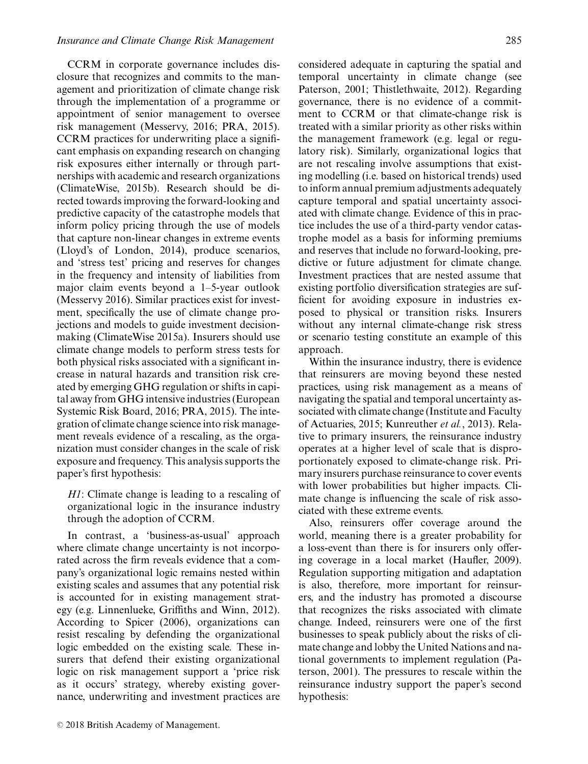CCRM in corporate governance includes disclosure that recognizes and commits to the management and prioritization of climate change risk through the implementation of a programme or appointment of senior management to oversee risk management (Messervy, 2016; PRA, 2015). CCRM practices for underwriting place a significant emphasis on expanding research on changing risk exposures either internally or through partnerships with academic and research organizations (ClimateWise, 2015b). Research should be directed towards improving the forward-looking and predictive capacity of the catastrophe models that inform policy pricing through the use of models that capture non-linear changes in extreme events (Lloyd's of London, 2014), produce scenarios, and 'stress test' pricing and reserves for changes in the frequency and intensity of liabilities from major claim events beyond a 1–5-year outlook (Messervy 2016). Similar practices exist for investment, specifically the use of climate change projections and models to guide investment decision-making (ClimateWise 2015a). Insurers should use climate change models to perform stress tests for both physical risks associated with a significant increase in natural hazards and transition risk created by emerging GHG regulation or shifts in capital away from GHG intensive industries (European Systemic Risk Board, 2016; PRA, 2015). The integration of climate change science into risk management reveals evidence of a rescaling, as the organization must consider changes in the scale of risk exposure and frequency. This analysis supports the paper's first hypothesis:

*H1*: Climate change is leading to a rescaling of organizational logic in the insurance industry through the adoption of CCRM.

In contrast, a 'business-as-usual' approach where climate change uncertainty is not incorporated across the firm reveals evidence that a company's organizational logic remains nested within existing scales and assumes that any potential risk is accounted for in existing management strategy (e.g. Linnenlueke, Griffiths and Winn, 2012). According to Spicer (2006), organizations can resist rescaling by defending the organizational logic embedded on the existing scale. These insurers that defend their existing organizational logic on risk management support a 'price risk as it occurs' strategy, whereby existing governance, underwriting and investment practices are considered adequate in capturing the spatial and temporal uncertainty in climate change (see Paterson, 2001; Thistlethwaite, 2012). Regarding governance, there is no evidence of a commitment to CCRM or that climate-change risk is treated with a similar priority as other risks within the management framework (e.g. legal or regulatory risk). Similarly, organizational logics that are not rescaling involve assumptions that existing modelling (i.e. based on historical trends) used to inform annual premium adjustments adequately capture temporal and spatial uncertainty associated with climate change. Evidence of this in practice includes the use of a third-party vendor catastrophe model as a basis for informing premiums and reserves that include no forward-looking, predictive or future adjustment for climate change. Investment practices that are nested assume that existing portfolio diversification strategies are sufficient for avoiding exposure in industries exposed to physical or transition risks. Insurers without any internal climate-change risk stress or scenario testing constitute an example of this approach.

Within the insurance industry, there is evidence that reinsurers are moving beyond these nested practices, using risk management as a means of navigating the spatial and temporal uncertainty associated with climate change (Institute and Faculty of Actuaries, 2015; Kunreuther *et al.*, 2013). Relative to primary insurers, the reinsurance industry operates at a higher level of scale that is disproportionately exposed to climate-change risk. Primary insurers purchase reinsurance to cover events with lower probabilities but higher impacts. Climate change is influencing the scale of risk associated with these extreme events.

Also, reinsurers offer coverage around the world, meaning there is a greater probability for a loss-event than there is for insurers only offering coverage in a local market (Haufler, 2009). Regulation supporting mitigation and adaptation is also, therefore, more important for reinsurers, and the industry has promoted a discourse that recognizes the risks associated with climate change. Indeed, reinsurers were one of the first businesses to speak publicly about the risks of climate change and lobby the United Nations and national governments to implement regulation (Paterson, 2001). The pressures to rescale within the reinsurance industry support the paper's second hypothesis: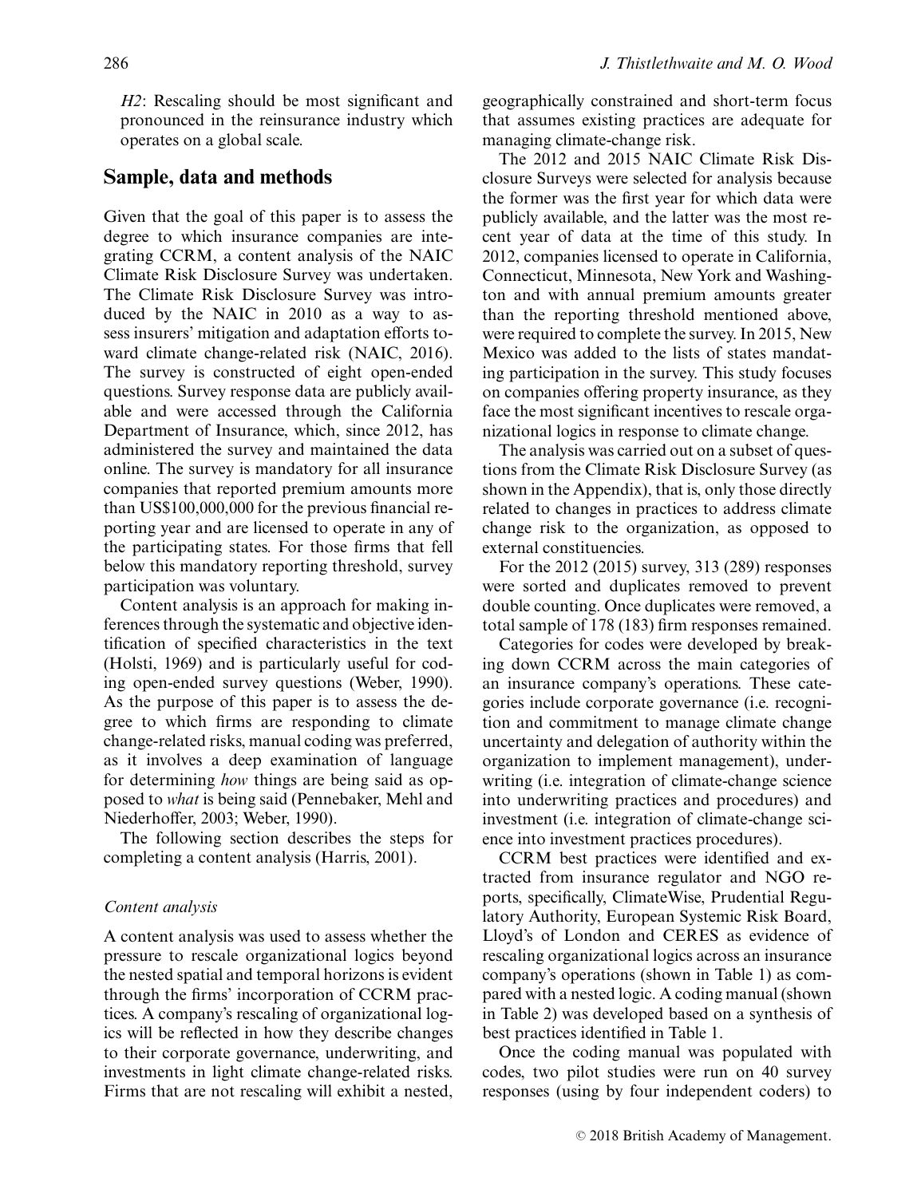*H2*: Rescaling should be most significant and pronounced in the reinsurance industry which operates on a global scale.

## Sample, data and methods

Given that the goal of this paper is to assess the degree to which insurance companies are integrating CCRM, a content analysis of the NAIC Climate Risk Disclosure Survey was undertaken. The Climate Risk Disclosure Survey was introduced by the NAIC in 2010 as a way to assess insurers' mitigation and adaptation efforts toward climate change-related risk (NAIC, 2016). The survey is constructed of eight open-ended questions. Survey response data are publicly available and were accessed through the California Department of Insurance, which, since 2012, has administered the survey and maintained the data online. The survey is mandatory for all insurance companies that reported premium amounts more than US$100,000,000 for the previous financial reporting year and are licensed to operate in any of the participating states. For those firms that fell below this mandatory reporting threshold, survey participation was voluntary.

Content analysis is an approach for making inferences through the systematic and objective identification of specified characteristics in the text (Holsti, 1969) and is particularly useful for coding open-ended survey questions (Weber, 1990). As the purpose of this paper is to assess the degree to which firms are responding to climate change-related risks, manual coding was preferred, as it involves a deep examination of language for determining *how* things are being said as opposed to *what* is being said (Pennebaker, Mehl and Niederhoffer, 2003; Weber, 1990).

The following section describes the steps for completing a content analysis (Harris, 2001).

### *Content analysis*

A content analysis was used to assess whether the pressure to rescale organizational logics beyond the nested spatial and temporal horizons is evident through the firms' incorporation of CCRM practices. A company's rescaling of organizational logics will be reflected in how they describe changes to their corporate governance, underwriting, and investments in light climate change-related risks. Firms that are not rescaling will exhibit a nested, geographically constrained and short-term focus that assumes existing practices are adequate for managing climate-change risk.

The 2012 and 2015 NAIC Climate Risk Disclosure Surveys were selected for analysis because the former was the first year for which data were publicly available, and the latter was the most recent year of data at the time of this study. In 2012, companies licensed to operate in California, Connecticut, Minnesota, New York and Washington and with annual premium amounts greater than the reporting threshold mentioned above, were required to complete the survey. In 2015, New Mexico was added to the lists of states mandating participation in the survey. This study focuses on companies offering property insurance, as they face the most significant incentives to rescale organizational logics in response to climate change.

The analysis was carried out on a subset of questions from the Climate Risk Disclosure Survey (as shown in the Appendix), that is, only those directly related to changes in practices to address climate change risk to the organization, as opposed to external constituencies.

For the 2012 (2015) survey, 313 (289) responses were sorted and duplicates removed to prevent double counting. Once duplicates were removed, a total sample of 178 (183) firm responses remained.

Categories for codes were developed by breaking down CCRM across the main categories of an insurance company's operations. These categories include corporate governance (i.e. recognition and commitment to manage climate change uncertainty and delegation of authority within the organization to implement management), underwriting (i.e. integration of climate-change science into underwriting practices and procedures) and investment (i.e. integration of climate-change science into investment practices procedures).

CCRM best practices were identified and extracted from insurance regulator and NGO reports, specifically, ClimateWise, Prudential Regulatory Authority, European Systemic Risk Board, Lloyd's of London and CERES as evidence of rescaling organizational logics across an insurance company's operations (shown in Table 1) as compared with a nested logic. A coding manual (shown in Table 2) was developed based on a synthesis of best practices identified in Table 1.

Once the coding manual was populated with codes, two pilot studies were run on 40 survey responses (using by four independent coders) to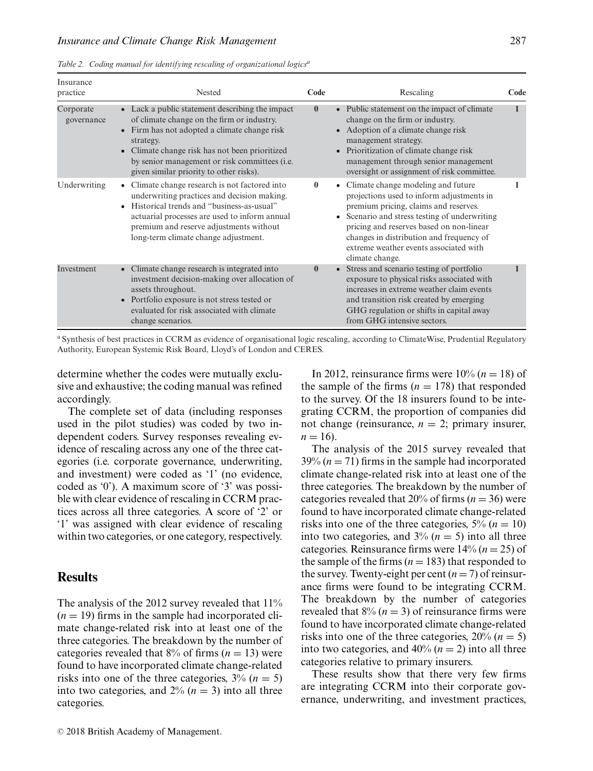Table 2. Coding manual for identifying rescaling of organizational logics[a]

| Insurance practice | Nested | Code | Rescaling | Code |
|---|---|---|---|---|
| Corporate governance | • Lack a public statement describing the impact of climate change on the firm or industry. • Firm has not adopted a climate change risk strategy. • Climate change risk has not been prioritized by senior management or risk committees (i.e. given similar priority to other risks). | **0** | • Public statement on the impact of climate change on the firm or industry. • Adoption of a climate change risk management strategy. • Prioritization of climate change risk management through senior management oversight or assignment of risk committee. | **1** |
| Underwriting | • Climate change research is not factored into underwriting practices and decision making. • Historical trends and "business-as-usual" actuarial processes are used to inform annual premium and reserve adjustments without long-term climate change adjustment. | **0** | • Climate change modeling and future projections used to inform adjustments in premium pricing, claims and reserves. • Scenario and stress testing of underwriting pricing and reserves based on non-linear changes in distribution and frequency of extreme weather events associated with climate change. | **1** |
| Investment | • Climate change research is integrated into investment decision-making over allocation of assets throughout. • Portfolio exposure is not stress tested or evaluated for risk associated with climate change scenarios. | **0** | • Stress and scenario testing of portfolio exposure to physical risks associated with increases in extreme weather claim events and transition risk created by emerging GHG regulation or shifts in capital away from GHG intensive sectors. | **1** |

[a] Synthesis of best practices in CCRM as evidence of organisational logic rescaling, according to ClimateWise, Prudential Regulatory Authority, European Systemic Risk Board, Lloyd's of London and CERES.

determine whether the codes were mutually exclusive and exhaustive; the coding manual was refined accordingly.

The complete set of data (including responses used in the pilot studies) was coded by two independent coders. Survey responses revealing evidence of rescaling across any one of the three categories (i.e. corporate governance, underwriting, and investment) were coded as '1' (no evidence, coded as '0'). A maximum score of '3' was possible with clear evidence of rescaling in CCRM practices across all three categories. A score of '2' or '1' was assigned with clear evidence of rescaling within two categories, or one category, respectively.

## Results

The analysis of the 2012 survey revealed that 11% ($n = 19$) firms in the sample had incorporated climate change-related risk into at least one of the three categories. The breakdown by the number of categories revealed that 8% of firms ($n = 13$) were found to have incorporated climate change-related risks into one of the three categories, 3% ($n = 5$) into two categories, and 2% ($n = 3$) into all three categories.

In 2012, reinsurance firms were 10% ($n = 18$) of the sample of the firms ($n = 178$) that responded to the survey. Of the 18 insurers found to be integrating CCRM, the proportion of companies did not change (reinsurance, $n = 2$; primary insurer, $n = 16$).

The analysis of the 2015 survey revealed that 39% ($n = 71$) firms in the sample had incorporated climate change-related risk into at least one of the three categories. The breakdown by the number of categories revealed that 20% of firms ($n = 36$) were found to have incorporated climate change-related risks into one of the three categories, 5% ($n = 10$) into two categories, and 3% ($n = 5$) into all three categories. Reinsurance firms were 14% ($n = 25$) of the sample of the firms ($n = 183$) that responded to the survey. Twenty-eight per cent ($n = 7$) of reinsurance firms were found to be integrating CCRM. The breakdown by the number of categories revealed that 8% ($n = 3$) of reinsurance firms were found to have incorporated climate change-related risks into one of the three categories, 20% ($n = 5$) into two categories, and 40% ($n = 2$) into all three categories relative to primary insurers.

These results show that there very few firms are integrating CCRM into their corporate governance, underwriting, and investment practices,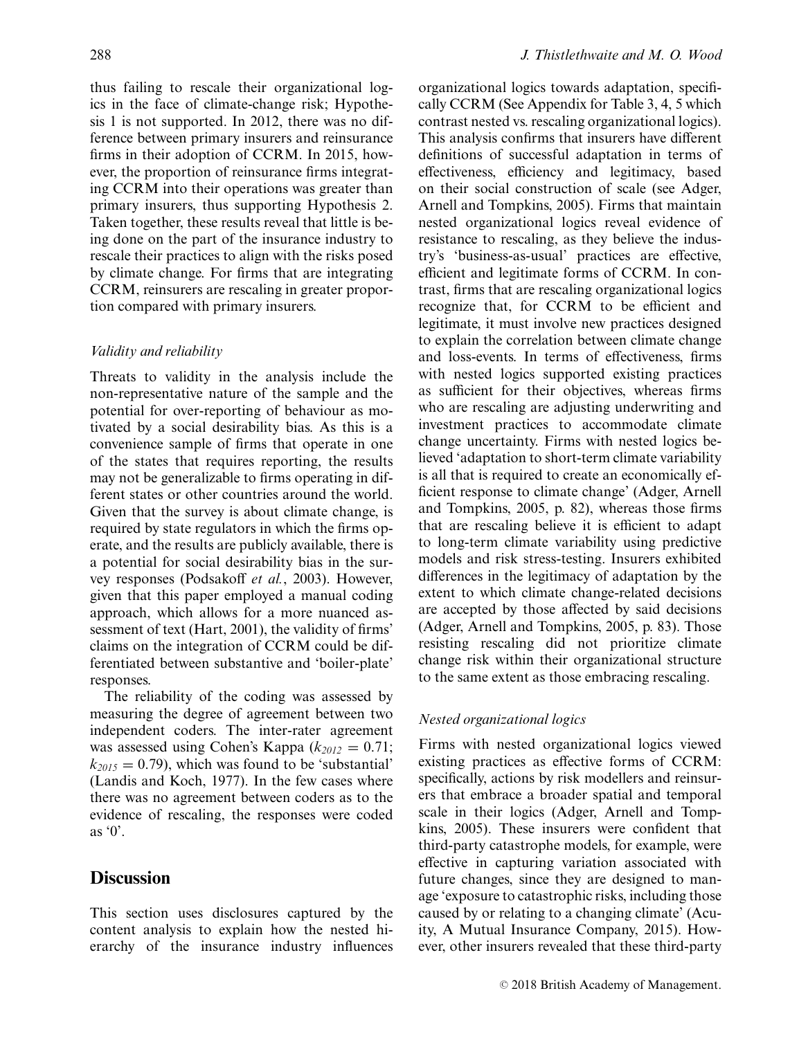thus failing to rescale their organizational logics in the face of climate-change risk; Hypothesis 1 is not supported. In 2012, there was no difference between primary insurers and reinsurance firms in their adoption of CCRM. In 2015, however, the proportion of reinsurance firms integrating CCRM into their operations was greater than primary insurers, thus supporting Hypothesis 2. Taken together, these results reveal that little is being done on the part of the insurance industry to rescale their practices to align with the risks posed by climate change. For firms that are integrating CCRM, reinsurers are rescaling in greater proportion compared with primary insurers.

### *Validity and reliability*

Threats to validity in the analysis include the non-representative nature of the sample and the potential for over-reporting of behaviour as motivated by a social desirability bias. As this is a convenience sample of firms that operate in one of the states that requires reporting, the results may not be generalizable to firms operating in different states or other countries around the world. Given that the survey is about climate change, is required by state regulators in which the firms operate, and the results are publicly available, there is a potential for social desirability bias in the survey responses (Podsakoff *et al.*, 2003). However, given that this paper employed a manual coding approach, which allows for a more nuanced assessment of text (Hart, 2001), the validity of firms' claims on the integration of CCRM could be differentiated between substantive and 'boiler-plate' responses.

The reliability of the coding was assessed by measuring the degree of agreement between two independent coders. The inter-rater agreement was assessed using Cohen's Kappa ($k_{2012} = 0.71$; $k_{2015} = 0.79$), which was found to be 'substantial' (Landis and Koch, 1977). In the few cases where there was no agreement between coders as to the evidence of rescaling, the responses were coded as '0'.

## Discussion

This section uses disclosures captured by the content analysis to explain how the nested hierarchy of the insurance industry influences organizational logics towards adaptation, specifically CCRM (See Appendix for Table 3, 4, 5 which contrast nested vs. rescaling organizational logics). This analysis confirms that insurers have different definitions of successful adaptation in terms of effectiveness, efficiency and legitimacy, based on their social construction of scale (see Adger, Arnell and Tompkins, 2005). Firms that maintain nested organizational logics reveal evidence of resistance to rescaling, as they believe the industry's 'business-as-usual' practices are effective, efficient and legitimate forms of CCRM. In contrast, firms that are rescaling organizational logics recognize that, for CCRM to be efficient and legitimate, it must involve new practices designed to explain the correlation between climate change and loss-events. In terms of effectiveness, firms with nested logics supported existing practices as sufficient for their objectives, whereas firms who are rescaling are adjusting underwriting and investment practices to accommodate climate change uncertainty. Firms with nested logics believed 'adaptation to short-term climate variability is all that is required to create an economically efficient response to climate change' (Adger, Arnell and Tompkins, 2005, p. 82), whereas those firms that are rescaling believe it is efficient to adapt to long-term climate variability using predictive models and risk stress-testing. Insurers exhibited differences in the legitimacy of adaptation by the extent to which climate change-related decisions are accepted by those affected by said decisions (Adger, Arnell and Tompkins, 2005, p. 83). Those resisting rescaling did not prioritize climate change risk within their organizational structure to the same extent as those embracing rescaling.

### *Nested organizational logics*

Firms with nested organizational logics viewed existing practices as effective forms of CCRM: specifically, actions by risk modellers and reinsurers that embrace a broader spatial and temporal scale in their logics (Adger, Arnell and Tompkins, 2005). These insurers were confident that third-party catastrophe models, for example, were effective in capturing variation associated with future changes, since they are designed to manage 'exposure to catastrophic risks, including those caused by or relating to a changing climate' (Acuity, A Mutual Insurance Company, 2015). However, other insurers revealed that these third-party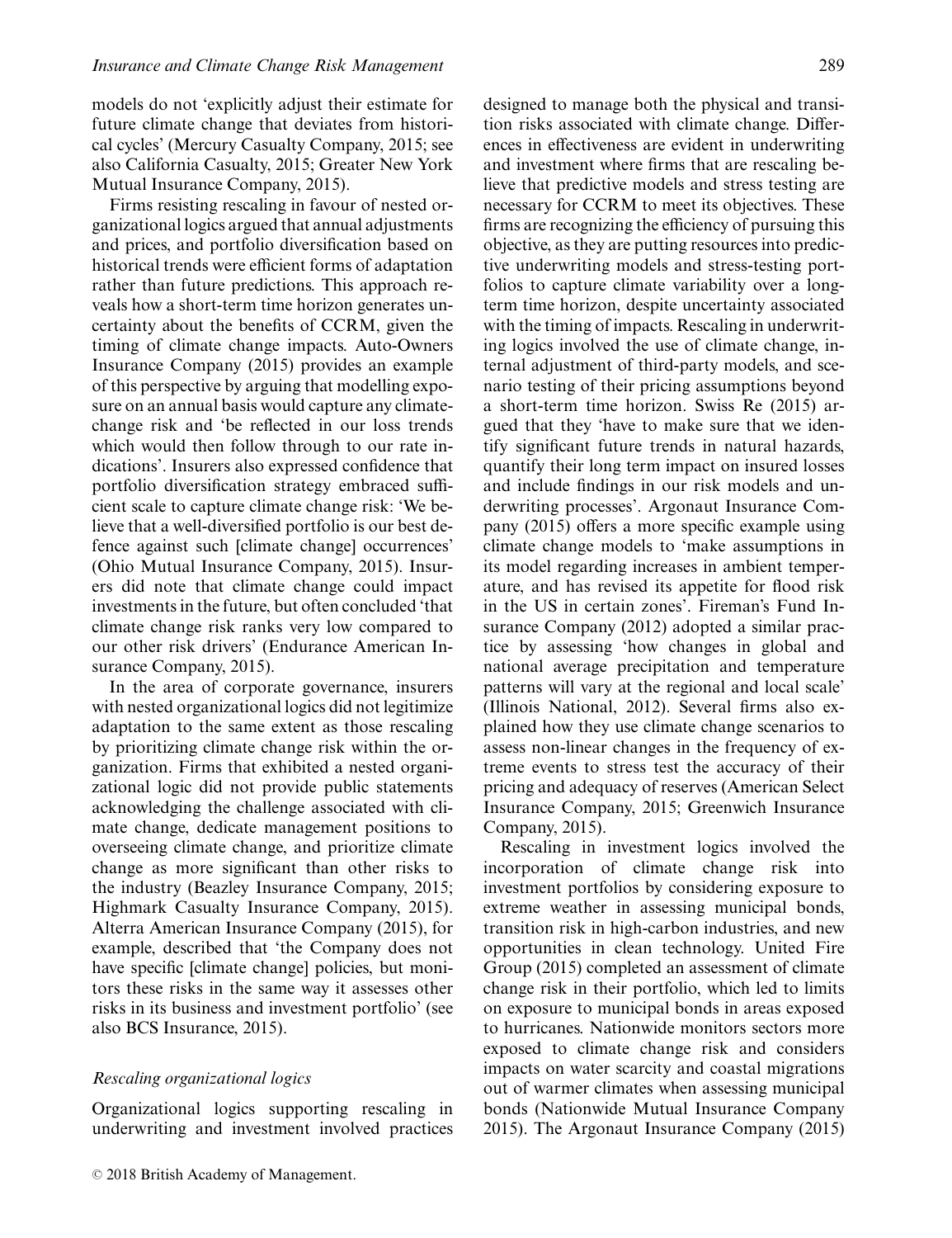models do not 'explicitly adjust their estimate for future climate change that deviates from historical cycles' (Mercury Casualty Company, 2015; see also California Casualty, 2015; Greater New York Mutual Insurance Company, 2015).

Firms resisting rescaling in favour of nested organizational logics argued that annual adjustments and prices, and portfolio diversification based on historical trends were efficient forms of adaptation rather than future predictions. This approach reveals how a short-term time horizon generates uncertainty about the benefits of CCRM, given the timing of climate change impacts. Auto-Owners Insurance Company (2015) provides an example of this perspective by arguing that modelling exposure on an annual basis would capture any climate-change risk and 'be reflected in our loss trends which would then follow through to our rate indications'. Insurers also expressed confidence that portfolio diversification strategy embraced sufficient scale to capture climate change risk: 'We believe that a well-diversified portfolio is our best defence against such [climate change] occurrences' (Ohio Mutual Insurance Company, 2015). Insurers did note that climate change could impact investments in the future, but often concluded 'that climate change risk ranks very low compared to our other risk drivers' (Endurance American Insurance Company, 2015).

In the area of corporate governance, insurers with nested organizational logics did not legitimize adaptation to the same extent as those rescaling by prioritizing climate change risk within the organization. Firms that exhibited a nested organizational logic did not provide public statements acknowledging the challenge associated with climate change, dedicate management positions to overseeing climate change, and prioritize climate change as more significant than other risks to the industry (Beazley Insurance Company, 2015; Highmark Casualty Insurance Company, 2015). Alterra American Insurance Company (2015), for example, described that 'the Company does not have specific [climate change] policies, but monitors these risks in the same way it assesses other risks in its business and investment portfolio' (see also BCS Insurance, 2015).

### *Rescaling organizational logics*

Organizational logics supporting rescaling in underwriting and investment involved practices designed to manage both the physical and transition risks associated with climate change. Differences in effectiveness are evident in underwriting and investment where firms that are rescaling believe that predictive models and stress testing are necessary for CCRM to meet its objectives. These firms are recognizing the efficiency of pursuing this objective, as they are putting resources into predictive underwriting models and stress-testing portfolios to capture climate variability over a long-term time horizon, despite uncertainty associated with the timing of impacts. Rescaling in underwriting logics involved the use of climate change, internal adjustment of third-party models, and scenario testing of their pricing assumptions beyond a short-term time horizon. Swiss Re (2015) argued that they 'have to make sure that we identify significant future trends in natural hazards, quantify their long term impact on insured losses and include findings in our risk models and underwriting processes'. Argonaut Insurance Company (2015) offers a more specific example using climate change models to 'make assumptions in its model regarding increases in ambient temperature, and has revised its appetite for flood risk in the US in certain zones'. Fireman's Fund Insurance Company (2012) adopted a similar practice by assessing 'how changes in global and national average precipitation and temperature patterns will vary at the regional and local scale' (Illinois National, 2012). Several firms also explained how they use climate change scenarios to assess non-linear changes in the frequency of extreme events to stress test the accuracy of their pricing and adequacy of reserves (American Select Insurance Company, 2015; Greenwich Insurance Company, 2015).

Rescaling in investment logics involved the incorporation of climate change risk into investment portfolios by considering exposure to extreme weather in assessing municipal bonds, transition risk in high-carbon industries, and new opportunities in clean technology. United Fire Group (2015) completed an assessment of climate change risk in their portfolio, which led to limits on exposure to municipal bonds in areas exposed to hurricanes. Nationwide monitors sectors more exposed to climate change risk and considers impacts on water scarcity and coastal migrations out of warmer climates when assessing municipal bonds (Nationwide Mutual Insurance Company 2015). The Argonaut Insurance Company (2015)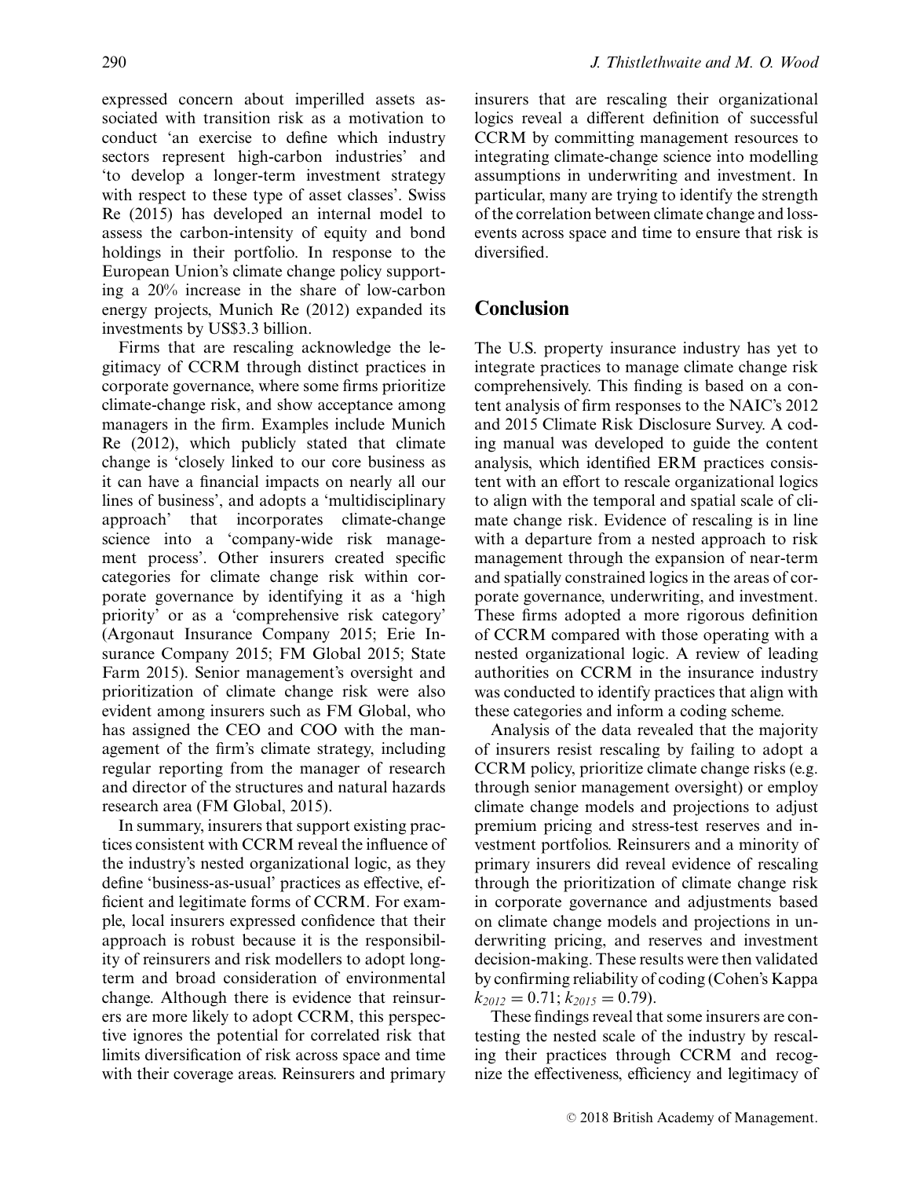expressed concern about imperilled assets associated with transition risk as a motivation to conduct 'an exercise to define which industry sectors represent high-carbon industries' and 'to develop a longer-term investment strategy with respect to these type of asset classes'. Swiss Re (2015) has developed an internal model to assess the carbon-intensity of equity and bond holdings in their portfolio. In response to the European Union's climate change policy supporting a 20% increase in the share of low-carbon energy projects, Munich Re (2012) expanded its investments by US$3.3 billion.

Firms that are rescaling acknowledge the legitimacy of CCRM through distinct practices in corporate governance, where some firms prioritize climate-change risk, and show acceptance among managers in the firm. Examples include Munich Re (2012), which publicly stated that climate change is 'closely linked to our core business as it can have a financial impacts on nearly all our lines of business', and adopts a 'multidisciplinary approach' that incorporates climate-change science into a 'company-wide risk management process'. Other insurers created specific categories for climate change risk within corporate governance by identifying it as a 'high priority' or as a 'comprehensive risk category' (Argonaut Insurance Company 2015; Erie Insurance Company 2015; FM Global 2015; State Farm 2015). Senior management's oversight and prioritization of climate change risk were also evident among insurers such as FM Global, who has assigned the CEO and COO with the management of the firm's climate strategy, including regular reporting from the manager of research and director of the structures and natural hazards research area (FM Global, 2015).

In summary, insurers that support existing practices consistent with CCRM reveal the influence of the industry's nested organizational logic, as they define 'business-as-usual' practices as effective, efficient and legitimate forms of CCRM. For example, local insurers expressed confidence that their approach is robust because it is the responsibility of reinsurers and risk modellers to adopt long-term and broad consideration of environmental change. Although there is evidence that reinsurers are more likely to adopt CCRM, this perspective ignores the potential for correlated risk that limits diversification of risk across space and time with their coverage areas. Reinsurers and primary insurers that are rescaling their organizational logics reveal a different definition of successful CCRM by committing management resources to integrating climate-change science into modelling assumptions in underwriting and investment. In particular, many are trying to identify the strength of the correlation between climate change and loss-events across space and time to ensure that risk is diversified.

## Conclusion

The U.S. property insurance industry has yet to integrate practices to manage climate change risk comprehensively. This finding is based on a content analysis of firm responses to the NAIC's 2012 and 2015 Climate Risk Disclosure Survey. A coding manual was developed to guide the content analysis, which identified ERM practices consistent with an effort to rescale organizational logics to align with the temporal and spatial scale of climate change risk. Evidence of rescaling is in line with a departure from a nested approach to risk management through the expansion of near-term and spatially constrained logics in the areas of corporate governance, underwriting, and investment. These firms adopted a more rigorous definition of CCRM compared with those operating with a nested organizational logic. A review of leading authorities on CCRM in the insurance industry was conducted to identify practices that align with these categories and inform a coding scheme.

Analysis of the data revealed that the majority of insurers resist rescaling by failing to adopt a CCRM policy, prioritize climate change risks (e.g. through senior management oversight) or employ climate change models and projections to adjust premium pricing and stress-test reserves and investment portfolios. Reinsurers and a minority of primary insurers did reveal evidence of rescaling through the prioritization of climate change risk in corporate governance and adjustments based on climate change models and projections in underwriting pricing, and reserves and investment decision-making. These results were then validated by confirming reliability of coding (Cohen's Kappa $k_{2012} = 0.71$; $k_{2015} = 0.79$).

These findings reveal that some insurers are contesting the nested scale of the industry by rescaling their practices through CCRM and recognize the effectiveness, efficiency and legitimacy of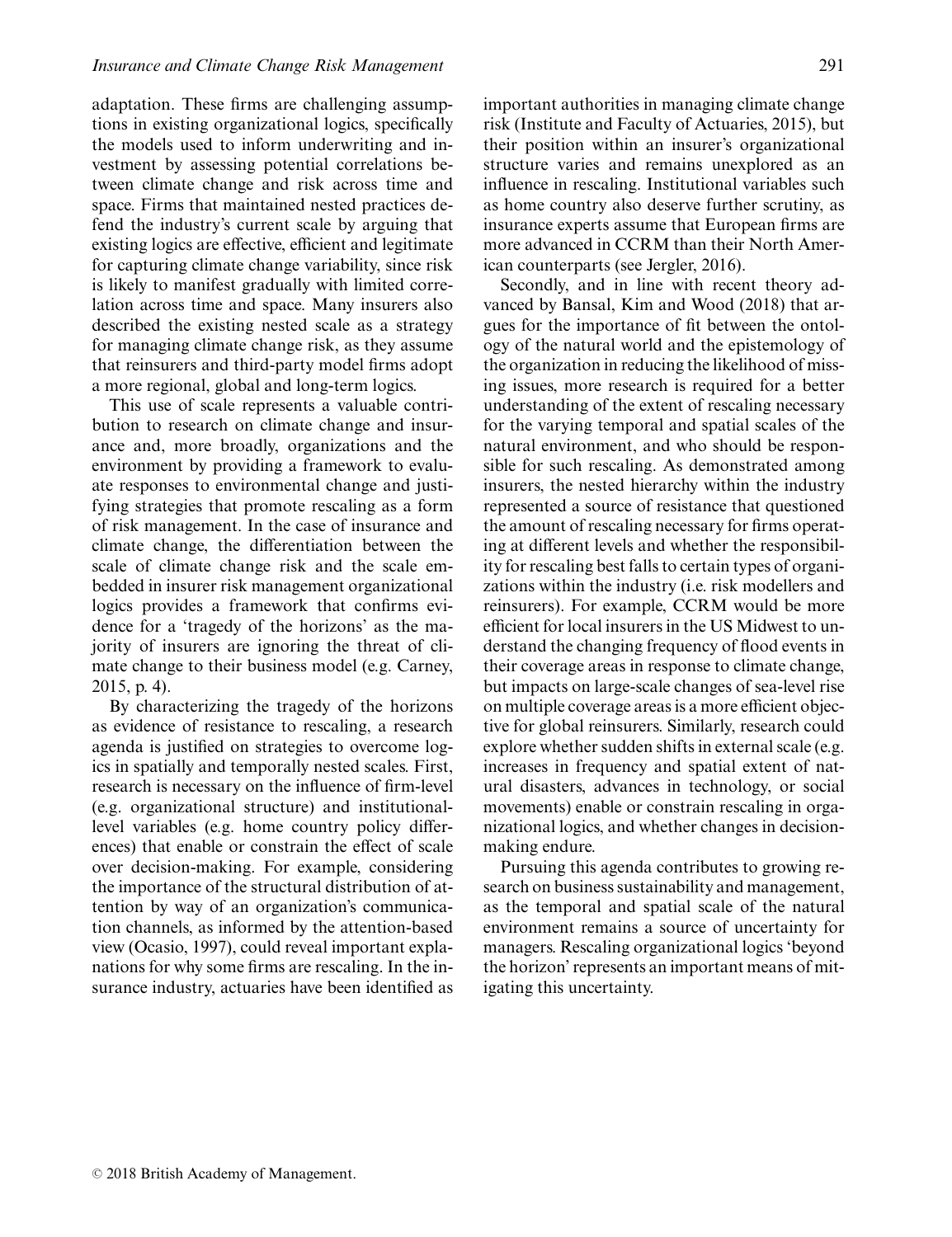adaptation. These firms are challenging assumptions in existing organizational logics, specifically the models used to inform underwriting and investment by assessing potential correlations between climate change and risk across time and space. Firms that maintained nested practices defend the industry's current scale by arguing that existing logics are effective, efficient and legitimate for capturing climate change variability, since risk is likely to manifest gradually with limited correlation across time and space. Many insurers also described the existing nested scale as a strategy for managing climate change risk, as they assume that reinsurers and third-party model firms adopt a more regional, global and long-term logics.

This use of scale represents a valuable contribution to research on climate change and insurance and, more broadly, organizations and the environment by providing a framework to evaluate responses to environmental change and justifying strategies that promote rescaling as a form of risk management. In the case of insurance and climate change, the differentiation between the scale of climate change risk and the scale embedded in insurer risk management organizational logics provides a framework that confirms evidence for a 'tragedy of the horizons' as the majority of insurers are ignoring the threat of climate change to their business model (e.g. Carney, 2015, p. 4).

By characterizing the tragedy of the horizons as evidence of resistance to rescaling, a research agenda is justified on strategies to overcome logics in spatially and temporally nested scales. First, research is necessary on the influence of firm-level (e.g. organizational structure) and institutional-level variables (e.g. home country policy differences) that enable or constrain the effect of scale over decision-making. For example, considering the importance of the structural distribution of attention by way of an organization's communication channels, as informed by the attention-based view (Ocasio, 1997), could reveal important explanations for why some firms are rescaling. In the insurance industry, actuaries have been identified as important authorities in managing climate change risk (Institute and Faculty of Actuaries, 2015), but their position within an insurer's organizational structure varies and remains unexplored as an influence in rescaling. Institutional variables such as home country also deserve further scrutiny, as insurance experts assume that European firms are more advanced in CCRM than their North American counterparts (see Jergler, 2016).

Secondly, and in line with recent theory advanced by Bansal, Kim and Wood (2018) that argues for the importance of fit between the ontology of the natural world and the epistemology of the organization in reducing the likelihood of missing issues, more research is required for a better understanding of the extent of rescaling necessary for the varying temporal and spatial scales of the natural environment, and who should be responsible for such rescaling. As demonstrated among insurers, the nested hierarchy within the industry represented a source of resistance that questioned the amount of rescaling necessary for firms operating at different levels and whether the responsibility for rescaling best falls to certain types of organizations within the industry (i.e. risk modellers and reinsurers). For example, CCRM would be more efficient for local insurers in the US Midwest to understand the changing frequency of flood events in their coverage areas in response to climate change, but impacts on large-scale changes of sea-level rise on multiple coverage areas is a more efficient objective for global reinsurers. Similarly, research could explore whether sudden shifts in external scale (e.g. increases in frequency and spatial extent of natural disasters, advances in technology, or social movements) enable or constrain rescaling in organizational logics, and whether changes in decision-making endure.

Pursuing this agenda contributes to growing research on business sustainability and management, as the temporal and spatial scale of the natural environment remains a source of uncertainty for managers. Rescaling organizational logics 'beyond the horizon' represents an important means of mitigating this uncertainty.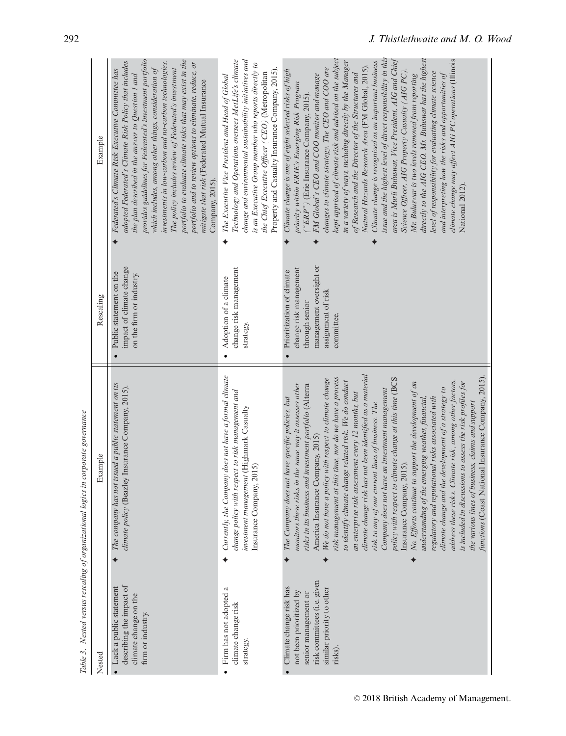Table 3. Nested versus rescaling of organizational logics in corporate governance

| Nested | Example | Rescaling | Example |
|---|---|---|---|
| • Lack a public statement describing the impact of climate change on the firm or industry. | ✦ *The company has not issued a public statement on its climate policy* (Beazley Insurance Company, 2015). | • Public statement on the impact of climate change on the firm or industry. | ✦ *Federated's Climate Risk Executive Committee has adopted Federated's Climate Risk Policy that includes the plan described in the answer to Question 1 and provides guidelines for Federated's investment portfolio which includes, among other things, consideration of investments in low-carbon and no-carbon technologies. The policy includes review of Federated's investment portfolio to evaluate climate risks that may exist in the portfolio and to review options to eliminate, reduce, or mitigate that risk* (Federated Mutual Insurance Company, 2015). |
| • Firm has not adopted a climate change risk strategy. | ✦ *Currently, the Company does not have a formal climate change policy with respect to risk management and investment management* (Highmark Casualty Insurance Company, 2015) | • Adoption of a climate change risk management strategy. | ✦ *The Executive Vice President and Head of Global Technology and Operations oversees MetLife's climate change and environmental sustainability initiatives and is an Executive Group member who reports directly to the Chief Executive Officer (CEO)* (Metropolitan Property and Casualty Insurance Company, 2015). |
| • Climate change risk has not been prioritized by senior management or risk committees (i.e. given similar priority to other risks). | ✦ *The Company does not have specific policies, but monitors these risks in the same way it assesses other risks in its business and investment portfolio* (Alterra America Insurance Company, 2015)<br>✦ *We do not have a policy with respect to climate change risk management at this time, nor do we have a process to identify climate change related risk. We do conduct an enterprise risk assessment every 12 months, but climate change risk has not been identified as a material risk to any of our current lines of business. The Company does not have an investment management policy with respect to climate change at this time* (BCS Insurance Company, 2015).<br>✦ *No. Efforts continue to support the development of an understanding of the emerging weather, financial, regulatory and reputational risks associated with climate change and the development of a strategy to address these risks. Climate risk, among other factors, is included in discussions to assess the risk profiles for the various lines of business, claims and support functions* (Coast National Insurance Company, 2015). | • Prioritization of climate change risk management through senior management oversight or assignment of risk committee. | ✦ *Climate change is one of eight selected risks of high priority within ERIE's Emerging Risk Program ("ERP")* (Erie Insurance Company, 2015).<br>✦ *FM Global's CEO and COO monitor and manage changes to climate strategy. The CEO and COO are kept apprised of climate risk and advised on the subject in a variety of ways, including directly by the Manager of Research and the Director of the Structures and Natural Hazards Research Area* (FM Global, 2015).<br>✦ *Climate change is recognized as an important business issue and the highest level of direct responsibility in this area is Murli Buluswar, Vice President, AIG and Chief Science Officer, AIG Property Casualty (AIG PC). Mr. Buluswar is two levels removed from reporting directly to the AIG CEO. Mr. Buluswar has the highest level of responsibility for evaluating climate science and interpreting how the risks and opportunities of climate change may affect AIG PC operations* (Illinois National 2012). |

© 2018 British Academy of Management.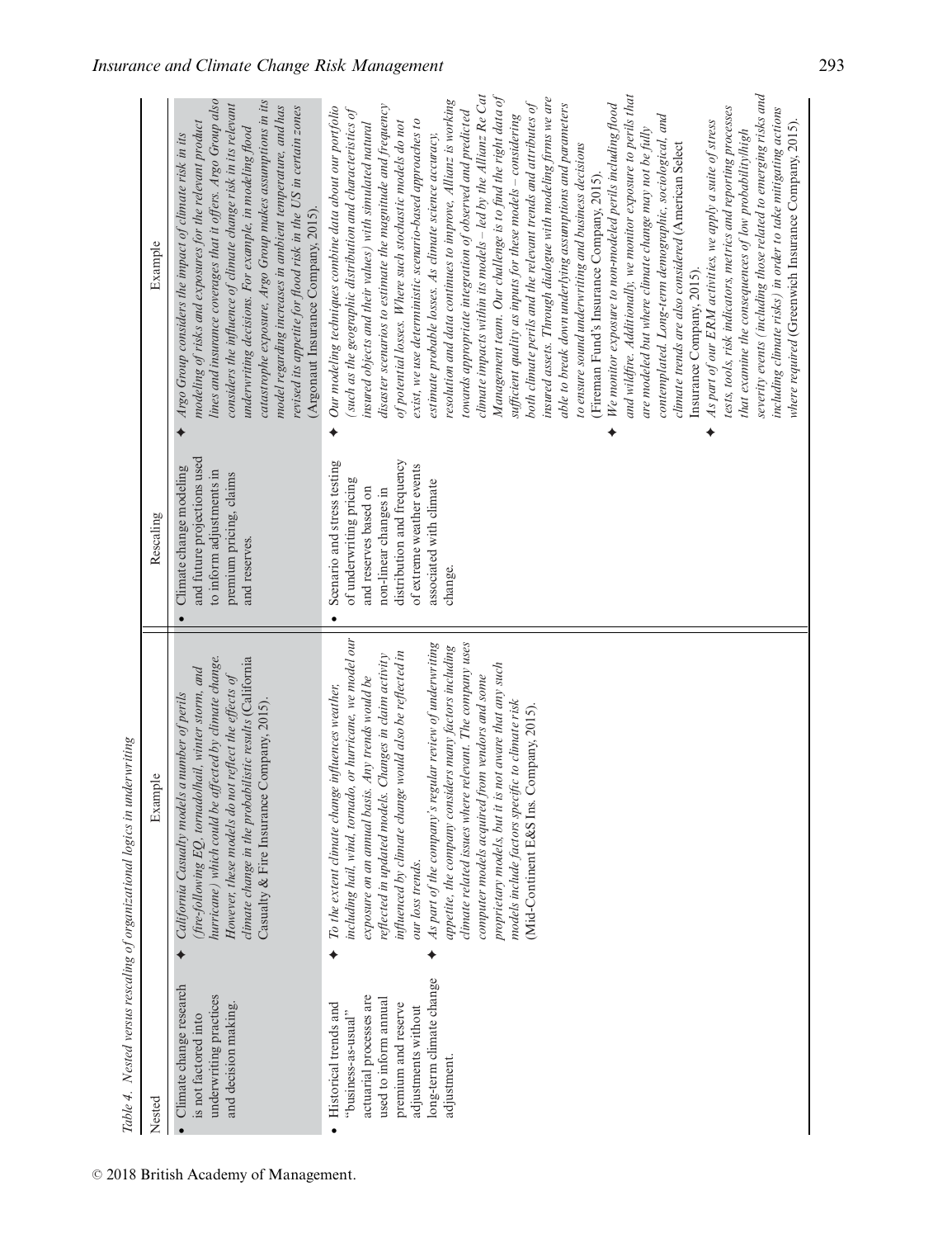Table 4. Nested versus rescaling of organizational logics in underwriting

| Nested | Example | Rescaling | Example |
|---|---|---|---|
| • Climate change research is not factored into underwriting practices and decision making. | ✦ *California Casualty models a number of perils (fire-following EQ, tornado/hail, winter storm, and hurricane) which could be affected by climate change. However, these models do not reflect the effects of climate change in the probabilistic results* (California Casualty & Fire Insurance Company, 2015). | • Climate change modeling and future projections used to inform adjustments in premium pricing, claims and reserves. | ✦ *Argo Group considers the impact of climate risk in its modeling of risks and exposures for the relevant product lines and insurance coverages that it offers. Argo Group also considers the influence of climate change risk in its relevant underwriting decisions. For example, in modeling flood catastrophe exposure, Argo Group makes assumptions in its model regarding increases in ambient temperature, and has revised its appetite for flood risk in the US in certain zones* (Argonaut Insurance Company, 2015). |
| • Historical trends and "business-as-usual" actuarial processes are used to inform annual premium and reserve adjustments without long-term climate change adjustment. | ✦ *To the extent climate change influences weather, including hail, wind, tornado, or hurricane, we model our exposure on an annual basis. Any trends would be reflected in updated models. Changes in claim activity influenced by climate change would also be reflected in our loss trends.*<br>✦ *As part of the company's regular review of underwriting appetite, the company considers many factors including climate related issues where relevant. The company uses computer models acquired from vendors and some proprietary models, but it is not aware that any such models include factors specific to climate risk* (Mid-Continent E&S Ins. Company, 2015). | • Scenario and stress testing of underwriting pricing and reserves based on non-linear changes in distribution and frequency of extreme weather events associated with climate change. | ✦ *Our modeling techniques combine data about our portfolio (such as the geographic distribution and characteristics of insured objects and their values) with simulated natural disaster scenarios to estimate the magnitude and frequency of potential losses. Where such stochastic models do not exist, we use deterministic scenario-based approaches to estimate probable losses. As climate science accuracy, resolution and data continues to improve, Allianz is working towards appropriate integration of observed and predicted climate impacts within its models – led by the Allianz Re Cat Management team. Our challenge is to find the right data of sufficient quality as inputs for these models – considering both climate perils and the relevant trends and attributes of insured assets. Through dialogue with modeling firms we are able to break down underlying assumptions and parameters to ensure sound underwriting and business decisions* (Fireman Fund's Insurance Company, 2015).<br>✦ *We monitor exposure to non-modeled perils including flood and wildfire. Additionally, we monitor exposure to perils that are modeled but where climate change may not be fully contemplated. Long-term demographic, sociological, and climate trends are also considered* (American Select Insurance Company, 2015).<br>✦ *As part of our ERM activities, we apply a suite of stress tests, tools, risk indicators, metrics and reporting processes that examine the consequences of low probability/high severity events (including those related to emerging risks and including climate risks) in order to take mitigating actions where required* (Greenwich Insurance Company, 2015). |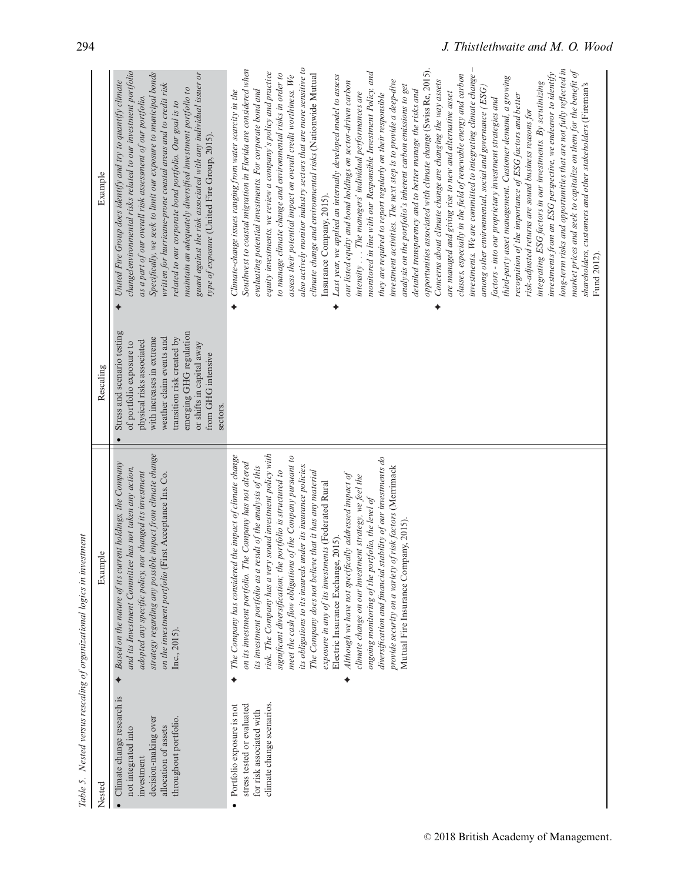Table 5. Nested versus rescaling of organizational logics in investment

| Nested | Example | Rescaling | Example |
|---|---|---|---|
| • Climate change research is not integrated into investment decision-making over allocation of assets throughout portfolio. | ✦ *Based on the nature of its current holdings, the Company and its Investment Committee has not taken any action, adopted any specific policy, nor changed its investment strategy regarding any possible impact from climate change on the investment portfolio* (First Acceptance Ins. Co. Inc., 2015). | • Stress and scenario testing of portfolio exposure to physical risks associated with increases in extreme weather claim events and transition risk created by emerging GHG regulation or shifts in capital away from GHG intensive sectors. | ✦ *United Fire Group does identify and try to quantify climate change/environmental risks related to our investment portfolio as a part of our overall risk assessment of our portfolio. Specifically, we seek to limit our exposure to municipal bonds written for hurricane-prone coastal areas and to credit risk related to our corporate bond portfolio. Our goal is to maintain an adequately diversified investment portfolio to guard against the risk associated with any individual issuer or type of exposure* (United Fire Group, 2015). |
| • Portfolio exposure is not stress tested or evaluated for risk associated with climate change scenarios. | ✦ *The Company has considered the impact of climate change on its investment portfolio. The Company has not altered its investment portfolio as a result of the analysis of this risk. The Company has a very sound investment policy with significant diversification; the portfolio is structured to meet the cash flow obligations of the Company pursuant to its obligations to its insureds under its insurance policies. The Company does not believe that it has any material exposure in any of its investments* (Federated Rural Electric Insurance Exchange, 2015).<br>✦ *Although we have not specifically addressed impact of climate change on our investment strategy, we feel the ongoing monitoring of the portfolio, the level of diversification and financial stability of our investments do provide security on a variety of risk factors* (Merrimack Mutual Fire Insurance Company, 2015). | | ✦ *Climate-change issues ranging from water scarcity in the Southwest to coastal migration in Florida are considered when evaluating potential investments. For corporate bond and equity investments, we review a company's policy and practice to manage climate change and environmental risks in order to assess their potential impact on overall credit worthiness. We also actively monitor industry sectors that are more sensitive to climate change and environmental risks* (Nationwide Mutual Insurance Company, 2015).<br>✦ *Last year, we applied an internally developed model to assess our listed equity and bond holdings on sector-driven carbon intensity . . . The managers' individual performances are monitored in line with our Responsible Investment Policy, and they are required to report regularly on their responsible investment activities. The next step is to provide a deep-dive analysis on the portfolio's inherent carbon emissions to get detailed transparency and to better manage the risks and opportunities associated with climate change* (Swiss Re, 2015).<br>✦ *Concerns about climate change are changing the way assets are managed and giving rise to new and alternative asset classes, especially in the field of renewable energy and carbon investments. We are committed to integrating climate change – among other environmental, social and governance (ESG) factors - into our proprietary investment strategies and third-party asset management. Customer demand, a growing recognition of the importance of ESG factors and better risk-adjusted returns are sound business reasons for integrating ESG factors in our investments. By scrutinizing investments from an ESG perspective, we endeavor to identify long-term risks and opportunities that are not fully reflected in market prices and seek to capitalize on them for the benefit of shareholders, customers and other stakeholders* (Fireman's Fund 2012). |

© 2018 British Academy of Management.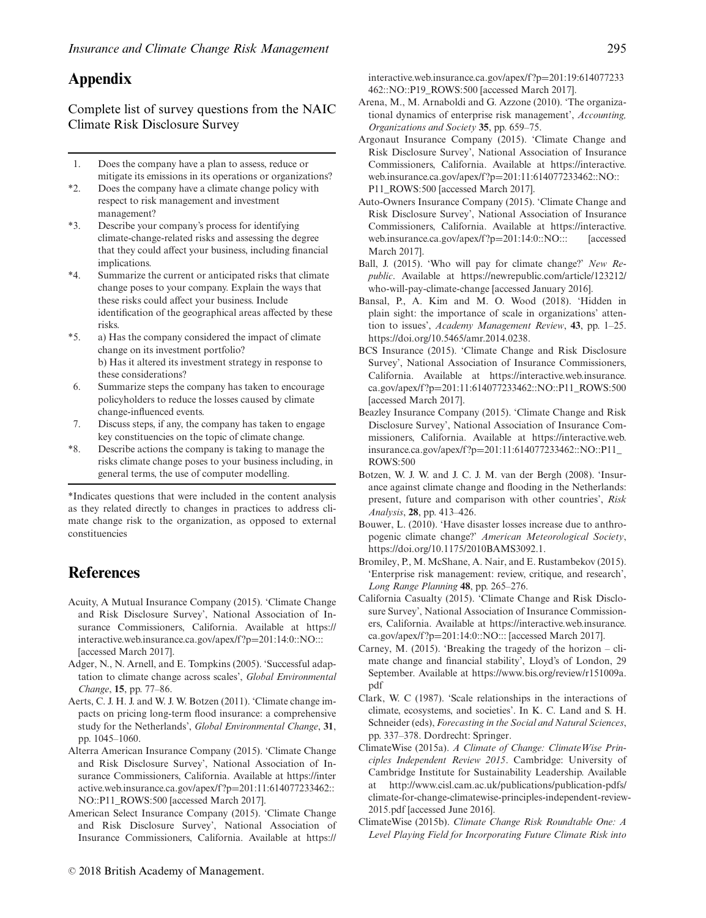## Appendix

Complete list of survey questions from the NAIC Climate Risk Disclosure Survey

1. Does the company have a plan to assess, reduce or mitigate its emissions in its operations or organizations?

*2. Does the company have a climate change policy with respect to risk management and investment management?

*3. Describe your company's process for identifying climate-change-related risks and assessing the degree that they could affect your business, including financial implications.

*4. Summarize the current or anticipated risks that climate change poses to your company. Explain the ways that these risks could affect your business. Include identification of the geographical areas affected by these risks.

*5. a) Has the company considered the impact of climate change on its investment portfolio?
b) Has it altered its investment strategy in response to these considerations?

6. Summarize steps the company has taken to encourage policyholders to reduce the losses caused by climate change-influenced events.

7. Discuss steps, if any, the company has taken to engage key constituencies on the topic of climate change.

*8. Describe actions the company is taking to manage the risks climate change poses to your business including, in general terms, the use of computer modelling.

*Indicates questions that were included in the content analysis as they related directly to changes in practices to address climate change risk to the organization, as opposed to external constituencies

## References

Acuity, A Mutual Insurance Company (2015). 'Climate Change and Risk Disclosure Survey', National Association of Insurance Commissioners, California. Available at https://interactive.web.insurance.ca.gov/apex/f?p=201:14:0::NO::: [accessed March 2017].

Adger, N., N. Arnell, and E. Tompkins (2005). 'Successful adaptation to climate change across scales', *Global Environmental Change*, **15**, pp. 77–86.

Aerts, C. J. H. J. and W. J. W. Botzen (2011). 'Climate change impacts on pricing long-term flood insurance: a comprehensive study for the Netherlands', *Global Environmental Change*, **31**, pp. 1045–1060.

Alterra American Insurance Company (2015). 'Climate Change and Risk Disclosure Survey', National Association of Insurance Commissioners, California. Available at https://interactive.web.insurance.ca.gov/apex/f?p=201:11:614077233462::NO::P11_ROWS:500 [accessed March 2017].

American Select Insurance Company (2015). 'Climate Change and Risk Disclosure Survey', National Association of Insurance Commissioners, California. Available at https://interactive.web.insurance.ca.gov/apex/f?p=201:19:614077233462::NO::P19_ROWS:500 [accessed March 2017].

Arena, M., M. Arnaboldi and G. Azzone (2010). 'The organizational dynamics of enterprise risk management', *Accounting, Organizations and Society* **35**, pp. 659–75.

Argonaut Insurance Company (2015). 'Climate Change and Risk Disclosure Survey', National Association of Insurance Commissioners, California. Available at https://interactive.web.insurance.ca.gov/apex/f?p=201:11:614077233462::NO::P11_ROWS:500 [accessed March 2017].

Auto-Owners Insurance Company (2015). 'Climate Change and Risk Disclosure Survey', National Association of Insurance Commissioners, California. Available at https://interactive.web.insurance.ca.gov/apex/f?p=201:14:0::NO::: [accessed March 2017].

Ball, J. (2015). 'Who will pay for climate change?' *New Republic*. Available at https://newrepublic.com/article/123212/who-will-pay-climate-change [accessed January 2016].

Bansal, P., A. Kim and M. O. Wood (2018). 'Hidden in plain sight: the importance of scale in organizations' attention to issues', *Academy Management Review*, **43**, pp. 1–25. https://doi.org/10.5465/amr.2014.0238.

BCS Insurance (2015). 'Climate Change and Risk Disclosure Survey', National Association of Insurance Commissioners, California. Available at https://interactive.web.insurance.ca.gov/apex/f?p=201:11:614077233462::NO::P11_ROWS:500 [accessed March 2017].

Beazley Insurance Company (2015). 'Climate Change and Risk Disclosure Survey', National Association of Insurance Commissioners, California. Available at https://interactive.web.insurance.ca.gov/apex/f?p=201:11:614077233462::NO::P11_ROWS:500

Botzen, W. J. W. and J. C. J. M. van der Bergh (2008). 'Insurance against climate change and flooding in the Netherlands: present, future and comparison with other countries', *Risk Analysis*, **28**, pp. 413–426.

Bouwer, L. (2010). 'Have disaster losses increase due to anthropogenic climate change?' *American Meteorological Society*, https://doi.org/10.1175/2010BAMS3092.1.

Bromiley, P., M. McShane, A. Nair, and E. Rustambekov (2015). 'Enterprise risk management: review, critique, and research', *Long Range Planning* **48**, pp. 265–276.

California Casualty (2015). 'Climate Change and Risk Disclosure Survey', National Association of Insurance Commissioners, California. Available at https://interactive.web.insurance.ca.gov/apex/f?p=201:14:0::NO::: [accessed March 2017].

Carney, M. (2015). 'Breaking the tragedy of the horizon – climate change and financial stability', Lloyd's of London, 29 September. Available at https://www.bis.org/review/r151009a.pdf

Clark, W. C (1987). 'Scale relationships in the interactions of climate, ecosystems, and societies'. In K. C. Land and S. H. Schneider (eds), *Forecasting in the Social and Natural Sciences*, pp. 337–378. Dordrecht: Springer.

ClimateWise (2015a). *A Climate of Change: ClimateWise Principles Independent Review 2015*. Cambridge: University of Cambridge Institute for Sustainability Leadership. Available at http://www.cisl.cam.ac.uk/publications/publication-pdfs/climate-for-change-climatewise-principles-independent-review-2015.pdf [accessed June 2016].

ClimateWise (2015b). *Climate Change Risk Roundtable One: A Level Playing Field for Incorporating Future Climate Risk into*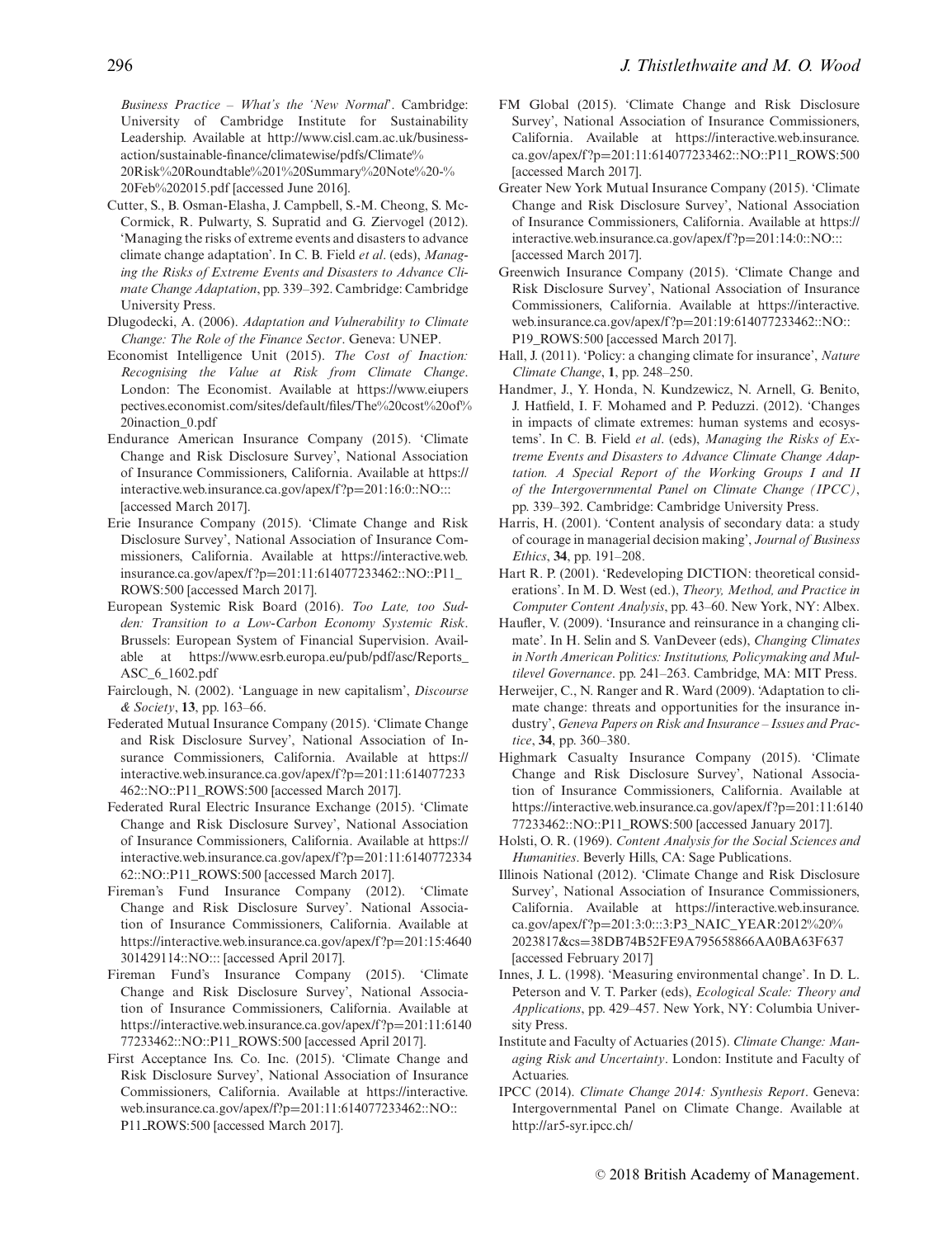*Business Practice – What's the 'New Normal'*. Cambridge: University of Cambridge Institute for Sustainability Leadership. Available at http://www.cisl.cam.ac.uk/business-action/sustainable-finance/climatewise/pdfs/Climate%20Risk%20Roundtable%201%20Summary%20Note%20-%20Feb%202015.pdf [accessed June 2016].

Cutter, S., B. Osman-Elasha, J. Campbell, S.-M. Cheong, S. McCormick, R. Pulwarty, S. Supratid and G. Ziervogel (2012). 'Managing the risks of extreme events and disasters to advance climate change adaptation'. In C. B. Field *et al*. (eds), *Managing the Risks of Extreme Events and Disasters to Advance Climate Change Adaptation*, pp. 339–392. Cambridge: Cambridge University Press.

Dlugodecki, A. (2006). *Adaptation and Vulnerability to Climate Change: The Role of the Finance Sector*. Geneva: UNEP.

Economist Intelligence Unit (2015). *The Cost of Inaction: Recognising the Value at Risk from Climate Change*. London: The Economist. Available at https://www.eiuperspectives.economist.com/sites/default/files/The%20cost%20of%20inaction_0.pdf

Endurance American Insurance Company (2015). 'Climate Change and Risk Disclosure Survey', National Association of Insurance Commissioners, California. Available at https://interactive.web.insurance.ca.gov/apex/f?p=201:16:0::NO::: [accessed March 2017].

Erie Insurance Company (2015). 'Climate Change and Risk Disclosure Survey', National Association of Insurance Commissioners, California. Available at https://interactive.web.insurance.ca.gov/apex/f?p=201:11:614077233462::NO::P11_ROWS:500 [accessed March 2017].

European Systemic Risk Board (2016). *Too Late, too Sudden: Transition to a Low-Carbon Economy Systemic Risk*. Brussels: European System of Financial Supervision. Available at https://www.esrb.europa.eu/pub/pdf/asc/Reports_ASC_6_1602.pdf

Fairclough, N. (2002). 'Language in new capitalism', *Discourse & Society*, **13**, pp. 163–66.

Federated Mutual Insurance Company (2015). 'Climate Change and Risk Disclosure Survey', National Association of Insurance Commissioners, California. Available at https://interactive.web.insurance.ca.gov/apex/f?p=201:11:614077233462::NO::P11_ROWS:500 [accessed March 2017].

Federated Rural Electric Insurance Exchange (2015). 'Climate Change and Risk Disclosure Survey', National Association of Insurance Commissioners, California. Available at https://interactive.web.insurance.ca.gov/apex/f?p=201:11:614077233462::NO::P11_ROWS:500 [accessed March 2017].

Fireman's Fund Insurance Company (2012). 'Climate Change and Risk Disclosure Survey'. National Association of Insurance Commissioners, California. Available at https://interactive.web.insurance.ca.gov/apex/f?p=201:15:4640301429114::NO::: [accessed April 2017].

Fireman Fund's Insurance Company (2015). 'Climate Change and Risk Disclosure Survey', National Association of Insurance Commissioners, California. Available at https://interactive.web.insurance.ca.gov/apex/f?p=201:11:614077233462::NO::P11_ROWS:500 [accessed April 2017].

First Acceptance Ins. Co. Inc. (2015). 'Climate Change and Risk Disclosure Survey', National Association of Insurance Commissioners, California. Available at https://interactive.web.insurance.ca.gov/apex/f?p=201:11:614077233462::NO::P11_ROWS:500 [accessed March 2017].

FM Global (2015). 'Climate Change and Risk Disclosure Survey', National Association of Insurance Commissioners, California. Available at https://interactive.web.insurance.ca.gov/apex/f?p=201:11:614077233462::NO::P11_ROWS:500 [accessed March 2017].

Greater New York Mutual Insurance Company (2015). 'Climate Change and Risk Disclosure Survey', National Association of Insurance Commissioners, California. Available at https://interactive.web.insurance.ca.gov/apex/f?p=201:14:0::NO::: [accessed March 2017].

Greenwich Insurance Company (2015). 'Climate Change and Risk Disclosure Survey', National Association of Insurance Commissioners, California. Available at https://interactive.web.insurance.ca.gov/apex/f?p=201:19:614077233462::NO::P19_ROWS:500 [accessed March 2017].

Hall, J. (2011). 'Policy: a changing climate for insurance', *Nature Climate Change*, **1**, pp. 248–250.

Handmer, J., Y. Honda, N. Kundzewicz, N. Arnell, G. Benito, J. Hatfield, I. F. Mohamed and P. Peduzzi. (2012). 'Changes in impacts of climate extremes: human systems and ecosystems'. In C. B. Field *et al*. (eds), *Managing the Risks of Extreme Events and Disasters to Advance Climate Change Adaptation. A Special Report of the Working Groups I and II of the Intergovernmental Panel on Climate Change (IPCC)*, pp. 339–392. Cambridge: Cambridge University Press.

Harris, H. (2001). 'Content analysis of secondary data: a study of courage in managerial decision making', *Journal of Business Ethics*, **34**, pp. 191–208.

Hart R. P. (2001). 'Redeveloping DICTION: theoretical considerations'. In M. D. West (ed.), *Theory, Method, and Practice in Computer Content Analysis*, pp. 43–60. New York, NY: Albex.

Haufler, V. (2009). 'Insurance and reinsurance in a changing climate'. In H. Selin and S. VanDeveer (eds), *Changing Climates in North American Politics: Institutions, Policymaking and Multilevel Governance*. pp. 241–263. Cambridge, MA: MIT Press.

Herweijer, C., N. Ranger and R. Ward (2009). 'Adaptation to climate change: threats and opportunities for the insurance industry', *Geneva Papers on Risk and Insurance – Issues and Practice*, **34**, pp. 360–380.

Highmark Casualty Insurance Company (2015). 'Climate Change and Risk Disclosure Survey', National Association of Insurance Commissioners, California. Available at https://interactive.web.insurance.ca.gov/apex/f?p=201:11:614077233462::NO::P11_ROWS:500 [accessed January 2017].

Holsti, O. R. (1969). *Content Analysis for the Social Sciences and Humanities*. Beverly Hills, CA: Sage Publications.

Illinois National (2012). 'Climate Change and Risk Disclosure Survey', National Association of Insurance Commissioners, California. Available at https://interactive.web.insurance.ca.gov/apex/f?p=201:3:0:::3:P3_NAIC_YEAR:2012%20%2023817&cs=38DB74B52FE9A795658866AA0BA63F637 [accessed February 2017]

Innes, J. L. (1998). 'Measuring environmental change'. In D. L. Peterson and V. T. Parker (eds), *Ecological Scale: Theory and Applications*, pp. 429–457. New York, NY: Columbia University Press.

Institute and Faculty of Actuaries (2015). *Climate Change: Managing Risk and Uncertainty*. London: Institute and Faculty of Actuaries.

IPCC (2014). *Climate Change 2014: Synthesis Report*. Geneva: Intergovernmental Panel on Climate Change. Available at http://ar5-syr.ipcc.ch/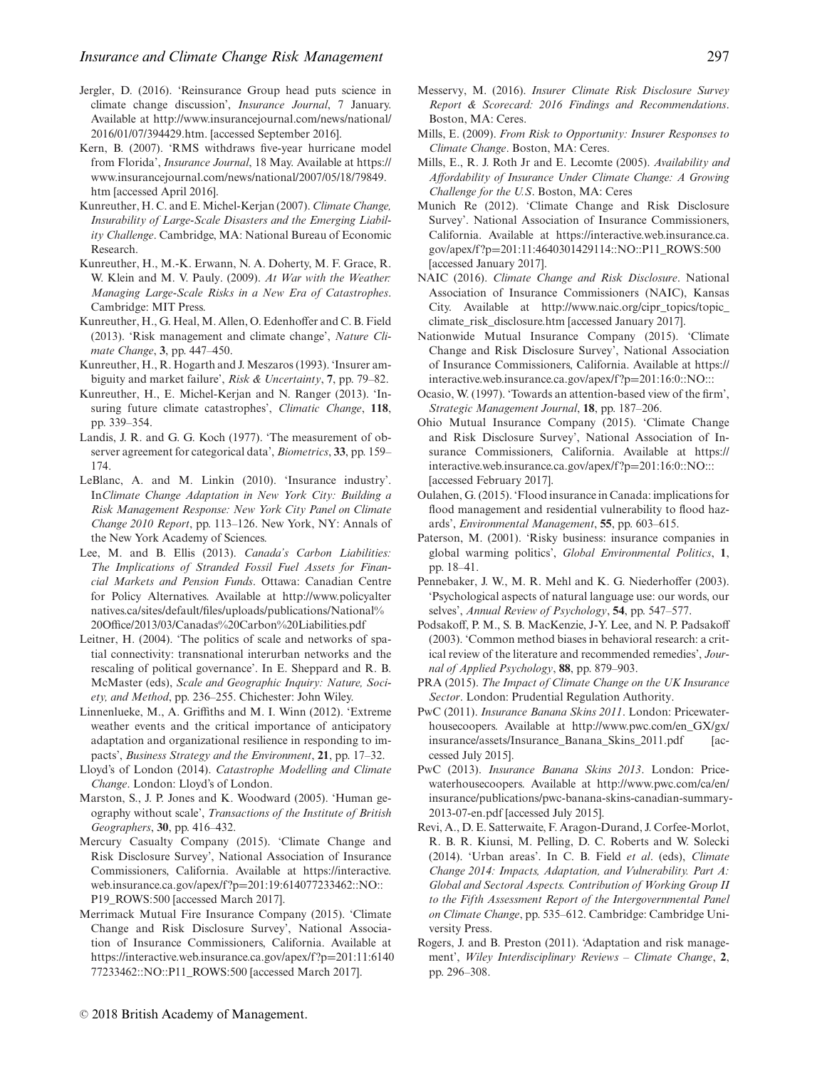Jergler, D. (2016). 'Reinsurance Group head puts science in climate change discussion', *Insurance Journal*, 7 January. Available at http://www.insurancejournal.com/news/national/2016/01/07/394429.htm. [accessed September 2016].

Kern, B. (2007). 'RMS withdraws five-year hurricane model from Florida', *Insurance Journal*, 18 May. Available at https://www.insurancejournal.com/news/national/2007/05/18/79849.htm [accessed April 2016].

Kunreuther, H. C. and E. Michel-Kerjan (2007). *Climate Change, Insurability of Large-Scale Disasters and the Emerging Liability Challenge*. Cambridge, MA: National Bureau of Economic Research.

Kunreuther, H., M.-K. Erwann, N. A. Doherty, M. F. Grace, R. W. Klein and M. V. Pauly. (2009). *At War with the Weather: Managing Large-Scale Risks in a New Era of Catastrophes*. Cambridge: MIT Press.

Kunreuther, H., G. Heal, M. Allen, O. Edenhoffer and C. B. Field (2013). 'Risk management and climate change', *Nature Climate Change*, **3**, pp. 447–450.

Kunreuther, H., R. Hogarth and J. Meszaros (1993). 'Insurer ambiguity and market failure', *Risk & Uncertainty*, **7**, pp. 79–82.

Kunreuther, H., E. Michel-Kerjan and N. Ranger (2013). 'Insuring future climate catastrophes', *Climatic Change*, **118**, pp. 339–354.

Landis, J. R. and G. G. Koch (1977). 'The measurement of observer agreement for categorical data', *Biometrics*, **33**, pp. 159–174.

LeBlanc, A. and M. Linkin (2010). 'Insurance industry'. In*Climate Change Adaptation in New York City: Building a Risk Management Response: New York City Panel on Climate Change 2010 Report*, pp. 113–126. New York, NY: Annals of the New York Academy of Sciences.

Lee, M. and B. Ellis (2013). *Canada's Carbon Liabilities: The Implications of Stranded Fossil Fuel Assets for Financial Markets and Pension Funds*. Ottawa: Canadian Centre for Policy Alternatives. Available at http://www.policyalternatives.ca/sites/default/files/uploads/publications/National%20Office/2013/03/Canadas%20Carbon%20Liabilities.pdf

Leitner, H. (2004). 'The politics of scale and networks of spatial connectivity: transnational interurban networks and the rescaling of political governance'. In E. Sheppard and R. B. McMaster (eds), *Scale and Geographic Inquiry: Nature, Society, and Method*, pp. 236–255. Chichester: John Wiley.

Linnenlueke, M., A. Griffiths and M. I. Winn (2012). 'Extreme weather events and the critical importance of anticipatory adaptation and organizational resilience in responding to impacts', *Business Strategy and the Environment*, **21**, pp. 17–32.

Lloyd's of London (2014). *Catastrophe Modelling and Climate Change*. London: Lloyd's of London.

Marston, S., J. P. Jones and K. Woodward (2005). 'Human geography without scale', *Transactions of the Institute of British Geographers*, **30**, pp. 416–432.

Mercury Casualty Company (2015). 'Climate Change and Risk Disclosure Survey', National Association of Insurance Commissioners, California. Available at https://interactive.web.insurance.ca.gov/apex/f?p=201:19:614077233462::NO::P19_ROWS:500 [accessed March 2017].

Merrimack Mutual Fire Insurance Company (2015). 'Climate Change and Risk Disclosure Survey', National Association of Insurance Commissioners, California. Available at https://interactive.web.insurance.ca.gov/apex/f?p=201:11:614077233462::NO::P11_ROWS:500 [accessed March 2017].

Messervy, M. (2016). *Insurer Climate Risk Disclosure Survey Report & Scorecard: 2016 Findings and Recommendations*. Boston, MA: Ceres.

Mills, E. (2009). *From Risk to Opportunity: Insurer Responses to Climate Change*. Boston, MA: Ceres.

Mills, E., R. J. Roth Jr and E. Lecomte (2005). *Availability and Affordability of Insurance Under Climate Change: A Growing Challenge for the U.S*. Boston, MA: Ceres

Munich Re (2012). 'Climate Change and Risk Disclosure Survey'. National Association of Insurance Commissioners, California. Available at https://interactive.web.insurance.ca.gov/apex/f?p=201:11:4640301429114::NO::P11_ROWS:500 [accessed January 2017].

NAIC (2016). *Climate Change and Risk Disclosure*. National Association of Insurance Commissioners (NAIC), Kansas City. Available at http://www.naic.org/cipr_topics/topic_climate_risk_disclosure.htm [accessed January 2017].

Nationwide Mutual Insurance Company (2015). 'Climate Change and Risk Disclosure Survey', National Association of Insurance Commissioners, California. Available at https://interactive.web.insurance.ca.gov/apex/f?p=201:16:0::NO:::

Ocasio, W. (1997). 'Towards an attention-based view of the firm', *Strategic Management Journal*, **18**, pp. 187–206.

Ohio Mutual Insurance Company (2015). 'Climate Change and Risk Disclosure Survey', National Association of Insurance Commissioners, California. Available at https://interactive.web.insurance.ca.gov/apex/f?p=201:16:0::NO::: [accessed February 2017].

Oulahen, G. (2015). 'Flood insurance in Canada: implications for flood management and residential vulnerability to flood hazards', *Environmental Management*, **55**, pp. 603–615.

Paterson, M. (2001). 'Risky business: insurance companies in global warming politics', *Global Environmental Politics*, **1**, pp. 18–41.

Pennebaker, J. W., M. R. Mehl and K. G. Niederhoffer (2003). 'Psychological aspects of natural language use: our words, our selves', *Annual Review of Psychology*, **54**, pp. 547–577.

Podsakoff, P. M., S. B. MacKenzie, J-Y. Lee, and N. P. Padsakoff (2003). 'Common method biases in behavioral research: a critical review of the literature and recommended remedies', *Journal of Applied Psychology*, **88**, pp. 879–903.

PRA (2015). *The Impact of Climate Change on the UK Insurance Sector*. London: Prudential Regulation Authority.

PwC (2011). *Insurance Banana Skins 2011*. London: Pricewaterhousecoopers. Available at http://www.pwc.com/en_GX/gx/insurance/assets/Insurance_Banana_Skins_2011.pdf [accessed July 2015].

PwC (2013). *Insurance Banana Skins 2013*. London: Pricewaterhousecoopers. Available at http://www.pwc.com/ca/en/insurance/publications/pwc-banana-skins-canadian-summary-2013-07-en.pdf [accessed July 2015].

Revi, A., D. E. Satterwaite, F. Aragon-Durand, J. Corfee-Morlot, R. B. R. Kiunsi, M. Pelling, D. C. Roberts and W. Solecki (2014). 'Urban areas'. In C. B. Field *et al*. (eds), *Climate Change 2014: Impacts, Adaptation, and Vulnerability. Part A: Global and Sectoral Aspects. Contribution of Working Group II to the Fifth Assessment Report of the Intergovernmental Panel on Climate Change*, pp. 535–612. Cambridge: Cambridge University Press.

Rogers, J. and B. Preston (2011). 'Adaptation and risk management', *Wiley Interdisciplinary Reviews – Climate Change*, **2**, pp. 296–308.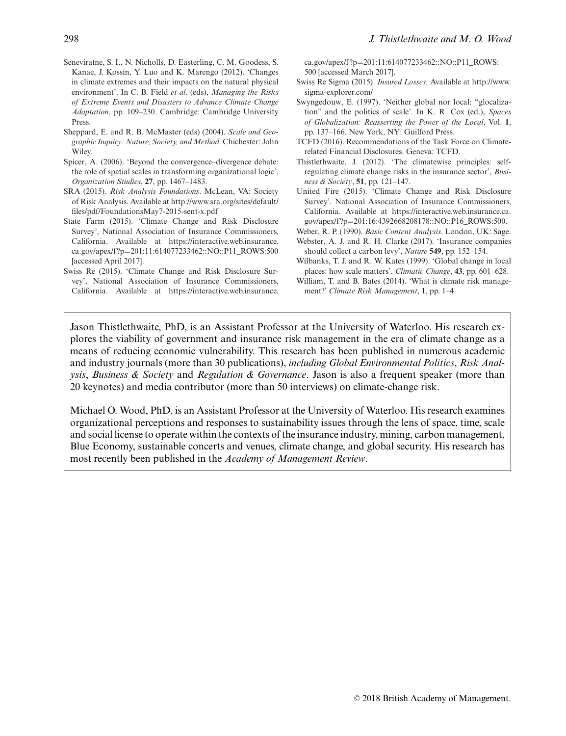Seneviratne, S. I., N. Nicholls, D. Easterling, C. M. Goodess, S. Kanae, J. Kossin, Y. Luo and K. Marengo (2012). 'Changes in climate extremes and their impacts on the natural physical environment'. In C. B. Field *et al*. (eds), *Managing the Risks of Extreme Events and Disasters to Advance Climate Change Adaptation*, pp. 109–230. Cambridge: Cambridge University Press.

Sheppard, E. and R. B. McMaster (eds) (2004). *Scale and Geographic Inquiry: Nature, Society, and Method*. Chichester: John Wiley.

Spicer, A. (2006). 'Beyond the convergence–divergence debate: the role of spatial scales in transforming organizational logic', *Organization Studies*, **27**, pp. 1467–1483.

SRA (2015). *Risk Analysis Foundations*. McLean, VA: Society of Risk Analysis. Available at http://www.sra.org/sites/default/files/pdf/FoundationsMay7-2015-sent-x.pdf

State Farm (2015). 'Climate Change and Risk Disclosure Survey', National Association of Insurance Commissioners, California. Available at https://interactive.web.insurance.ca.gov/apex/f?p=201:11:614077233462::NO::P11_ROWS:500 [accessed April 2017].

Swiss Re (2015). 'Climate Change and Risk Disclosure Survey', National Association of Insurance Commissioners, California. Available at https://interactive.web.insurance.ca.gov/apex/f?p=201:11:614077233462::NO::P11_ROWS:500 [accessed March 2017].

Swiss Re Sigma (2015). *Insured Losses*. Available at http://www.sigma-explorer.com/

Swyngedouw, E. (1997). 'Neither global nor local: "glocalization" and the politics of scale'. In K. R. Cox (ed.), *Spaces of Globalization: Reasserting the Power of the Local*, Vol. **1**, pp. 137–166. New York, NY: Guilford Press.

TCFD (2016). Recommendations of the Task Force on Climate-related Financial Disclosures. Geneva: TCFD.

Thistlethwaite, J. (2012). 'The climatewise principles: self-regulating climate change risks in the insurance sector', *Business & Society*, **51**, pp. 121–147.

United Fire (2015). 'Climate Change and Risk Disclosure Survey'. National Association of Insurance Commissioners, California. Available at https://interactive.web.insurance.ca.gov/apex/f?p=201:16:4392668208178::NO::P16_ROWS:500.

Weber, R. P. (1990). *Basic Content Analysis*. London, UK: Sage.

Webster, A. J. and R. H. Clarke (2017). 'Insurance companies should collect a carbon levy', *Nature* **549**, pp. 152–154.

Wilbanks, T. J. and R. W. Kates (1999). 'Global change in local places: how scale matters', *Climatic Change*, **43**, pp. 601–628.

William, T. and B. Bates (2014). 'What is climate risk management?' *Climate Risk Management*, **1**, pp. 1–4.

Jason Thistlethwaite, PhD, is an Assistant Professor at the University of Waterloo. His research explores the viability of government and insurance risk management in the era of climate change as a means of reducing economic vulnerability. This research has been published in numerous academic and industry journals (more than 30 publications), *including Global Environmental Politics*, *Risk Analysis*, *Business & Society* and *Regulation & Governance*. Jason is also a frequent speaker (more than 20 keynotes) and media contributor (more than 50 interviews) on climate-change risk.

Michael O. Wood, PhD, is an Assistant Professor at the University of Waterloo. His research examines organizational perceptions and responses to sustainability issues through the lens of space, time, scale and social license to operate within the contexts of the insurance industry, mining, carbon management, Blue Economy, sustainable concerts and venues, climate change, and global security. His research has most recently been published in the *Academy of Management Review*.

© 2018 British Academy of Management.